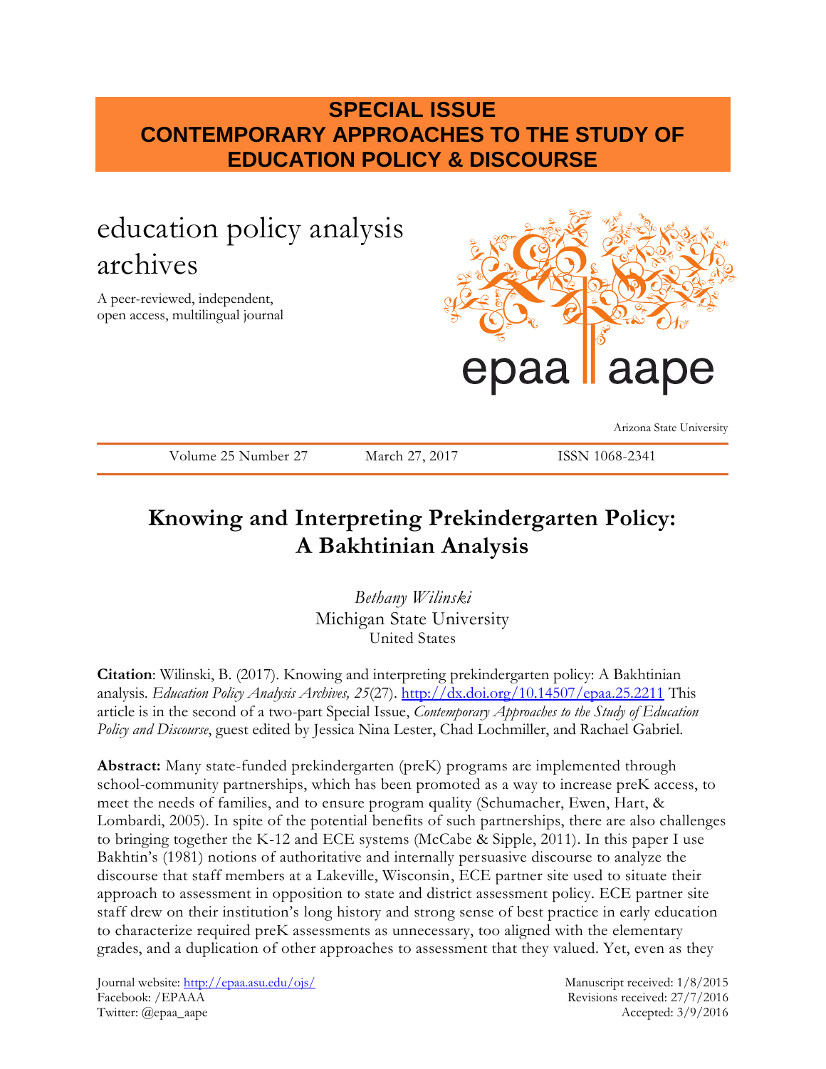**SPECIAL ISSUE**
**CONTEMPORARY APPROACHES TO THE STUDY OF EDUCATION POLICY & DISCOURSE**

education policy analysis archives

A peer-reviewed, independent, open access, multilingual journal

epaa aape

Arizona State University

Volume 25 Number 27 March 27, 2017 ISSN 1068-2341

# Knowing and Interpreting Prekindergarten Policy: A Bakhtinian Analysis

*Bethany Wilinski*
Michigan State University
United States

**Citation**: Wilinski, B. (2017). Knowing and interpreting prekindergarten policy: A Bakhtinian analysis. *Education Policy Analysis Archives, 25*(27). http://dx.doi.org/10.14507/epaa.25.2211 This article is in the second of a two-part Special Issue, *Contemporary Approaches to the Study of Education Policy and Discourse*, guest edited by Jessica Nina Lester, Chad Lochmiller, and Rachael Gabriel.

**Abstract:** Many state-funded prekindergarten (preK) programs are implemented through school-community partnerships, which has been promoted as a way to increase preK access, to meet the needs of families, and to ensure program quality (Schumacher, Ewen, Hart, & Lombardi, 2005). In spite of the potential benefits of such partnerships, there are also challenges to bringing together the K-12 and ECE systems (McCabe & Sipple, 2011). In this paper I use Bakhtin's (1981) notions of authoritative and internally persuasive discourse to analyze the discourse that staff members at a Lakeville, Wisconsin, ECE partner site used to situate their approach to assessment in opposition to state and district assessment policy. ECE partner site staff drew on their institution's long history and strong sense of best practice in early education to characterize required preK assessments as unnecessary, too aligned with the elementary grades, and a duplication of other approaches to assessment that they valued. Yet, even as they

Journal website: http://epaa.asu.edu/ojs/
Facebook: /EPAAA
Twitter: @epaa_aape

Manuscript received: 1/8/2015
Revisions received: 27/7/2016
Accepted: 3/9/2016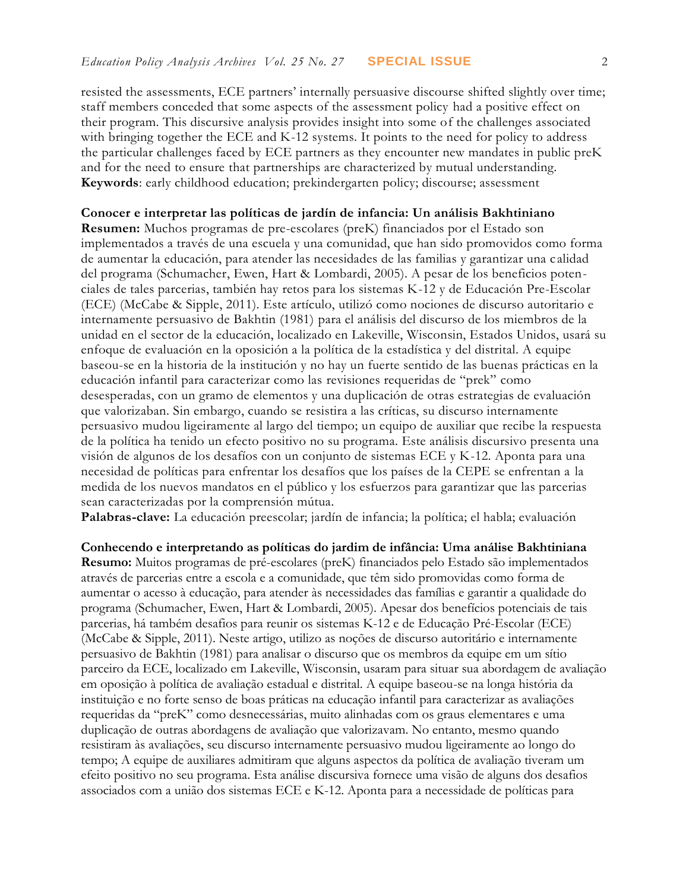resisted the assessments, ECE partners' internally persuasive discourse shifted slightly over time; staff members conceded that some aspects of the assessment policy had a positive effect on their program. This discursive analysis provides insight into some of the challenges associated with bringing together the ECE and K-12 systems. It points to the need for policy to address the particular challenges faced by ECE partners as they encounter new mandates in public preK and for the need to ensure that partnerships are characterized by mutual understanding.
**Keywords**: early childhood education; prekindergarten policy; discourse; assessment

**Conocer e interpretar las políticas de jardín de infancia: Un análisis Bakhtiniano**
**Resumen:** Muchos programas de pre-escolares (preK) financiados por el Estado son implementados a través de una escuela y una comunidad, que han sido promovidos como forma de aumentar la educación, para atender las necesidades de las familias y garantizar una calidad del programa (Schumacher, Ewen, Hart & Lombardi, 2005). A pesar de los beneficios potenciales de tales parcerias, también hay retos para los sistemas K-12 y de Educación Pre-Escolar (ECE) (McCabe & Sipple, 2011). Este artículo, utilizó como nociones de discurso autoritario e internamente persuasivo de Bakhtin (1981) para el análisis del discurso de los miembros de la unidad en el sector de la educación, localizado en Lakeville, Wisconsin, Estados Unidos, usará su enfoque de evaluación en la oposición a la política de la estadística y del distrital. A equipe baseou-se en la historia de la institución y no hay un fuerte sentido de las buenas prácticas en la educación infantil para caracterizar como las revisiones requeridas de "prek" como desesperadas, con un gramo de elementos y una duplicación de otras estrategias de evaluación que valorizaban. Sin embargo, cuando se resistira a las críticas, su discurso internamente persuasivo mudou ligeiramente al largo del tiempo; un equipo de auxiliar que recibe la respuesta de la política ha tenido un efecto positivo no su programa. Este análisis discursivo presenta una visión de algunos de los desafíos con un conjunto de sistemas ECE y K-12. Aponta para una necesidad de políticas para enfrentar los desafíos que los países de la CEPE se enfrentan a la medida de los nuevos mandatos en el público y los esfuerzos para garantizar que las parcerias sean caracterizadas por la comprensión mútua.
**Palabras-clave:** La educación preescolar; jardín de infancia; la política; el habla; evaluación

**Conhecendo e interpretando as políticas do jardim de infância: Uma análise Bakhtiniana**
**Resumo:** Muitos programas de pré-escolares (preK) financiados pelo Estado são implementados através de parcerias entre a escola e a comunidade, que têm sido promovidas como forma de aumentar o acesso à educação, para atender às necessidades das famílias e garantir a qualidade do programa (Schumacher, Ewen, Hart & Lombardi, 2005). Apesar dos benefícios potenciais de tais parcerias, há também desafios para reunir os sistemas K-12 e de Educação Pré-Escolar (ECE) (McCabe & Sipple, 2011). Neste artigo, utilizo as noções de discurso autoritário e internamente persuasivo de Bakhtin (1981) para analisar o discurso que os membros da equipe em um sítio parceiro da ECE, localizado em Lakeville, Wisconsin, usaram para situar sua abordagem de avaliação em oposição à política de avaliação estadual e distrital. A equipe baseou-se na longa história da instituição e no forte senso de boas práticas na educação infantil para caracterizar as avaliações requeridas da "preK" como desnecessárias, muito alinhadas com os graus elementares e uma duplicação de outras abordagens de avaliação que valorizavam. No entanto, mesmo quando resistiram às avaliações, seu discurso internamente persuasivo mudou ligeiramente ao longo do tempo; A equipe de auxiliares admitiram que alguns aspectos da política de avaliação tiveram um efeito positivo no seu programa. Esta análise discursiva fornece uma visão de alguns dos desafios associados com a união dos sistemas ECE e K-12. Aponta para a necessidade de políticas para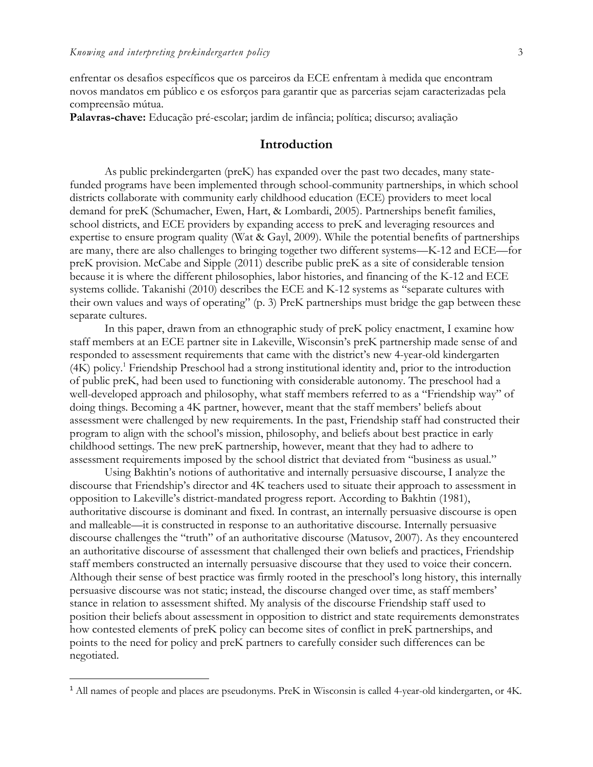enfrentar os desafios específicos que os parceiros da ECE enfrentam à medida que encontram novos mandatos em público e os esforços para garantir que as parcerias sejam caracterizadas pela compreensão mútua.

**Palavras-chave:** Educação pré-escolar; jardim de infância; política; discurso; avaliação

## Introduction

As public prekindergarten (preK) has expanded over the past two decades, many state-funded programs have been implemented through school-community partnerships, in which school districts collaborate with community early childhood education (ECE) providers to meet local demand for preK (Schumacher, Ewen, Hart, & Lombardi, 2005). Partnerships benefit families, school districts, and ECE providers by expanding access to preK and leveraging resources and expertise to ensure program quality (Wat & Gayl, 2009). While the potential benefits of partnerships are many, there are also challenges to bringing together two different systems—K-12 and ECE—for preK provision. McCabe and Sipple (2011) describe public preK as a site of considerable tension because it is where the different philosophies, labor histories, and financing of the K-12 and ECE systems collide. Takanishi (2010) describes the ECE and K-12 systems as "separate cultures with their own values and ways of operating" (p. 3) PreK partnerships must bridge the gap between these separate cultures.

In this paper, drawn from an ethnographic study of preK policy enactment, I examine how staff members at an ECE partner site in Lakeville, Wisconsin's preK partnership made sense of and responded to assessment requirements that came with the district's new 4-year-old kindergarten (4K) policy.[1] Friendship Preschool had a strong institutional identity and, prior to the introduction of public preK, had been used to functioning with considerable autonomy. The preschool had a well-developed approach and philosophy, what staff members referred to as a "Friendship way" of doing things. Becoming a 4K partner, however, meant that the staff members' beliefs about assessment were challenged by new requirements. In the past, Friendship staff had constructed their program to align with the school's mission, philosophy, and beliefs about best practice in early childhood settings. The new preK partnership, however, meant that they had to adhere to assessment requirements imposed by the school district that deviated from "business as usual."

Using Bakhtin's notions of authoritative and internally persuasive discourse, I analyze the discourse that Friendship's director and 4K teachers used to situate their approach to assessment in opposition to Lakeville's district-mandated progress report. According to Bakhtin (1981), authoritative discourse is dominant and fixed. In contrast, an internally persuasive discourse is open and malleable—it is constructed in response to an authoritative discourse. Internally persuasive discourse challenges the "truth" of an authoritative discourse (Matusov, 2007). As they encountered an authoritative discourse of assessment that challenged their own beliefs and practices, Friendship staff members constructed an internally persuasive discourse that they used to voice their concern. Although their sense of best practice was firmly rooted in the preschool's long history, this internally persuasive discourse was not static; instead, the discourse changed over time, as staff members' stance in relation to assessment shifted. My analysis of the discourse Friendship staff used to position their beliefs about assessment in opposition to district and state requirements demonstrates how contested elements of preK policy can become sites of conflict in preK partnerships, and points to the need for policy and preK partners to carefully consider such differences can be negotiated.

---

[1] All names of people and places are pseudonyms. PreK in Wisconsin is called 4-year-old kindergarten, or 4K.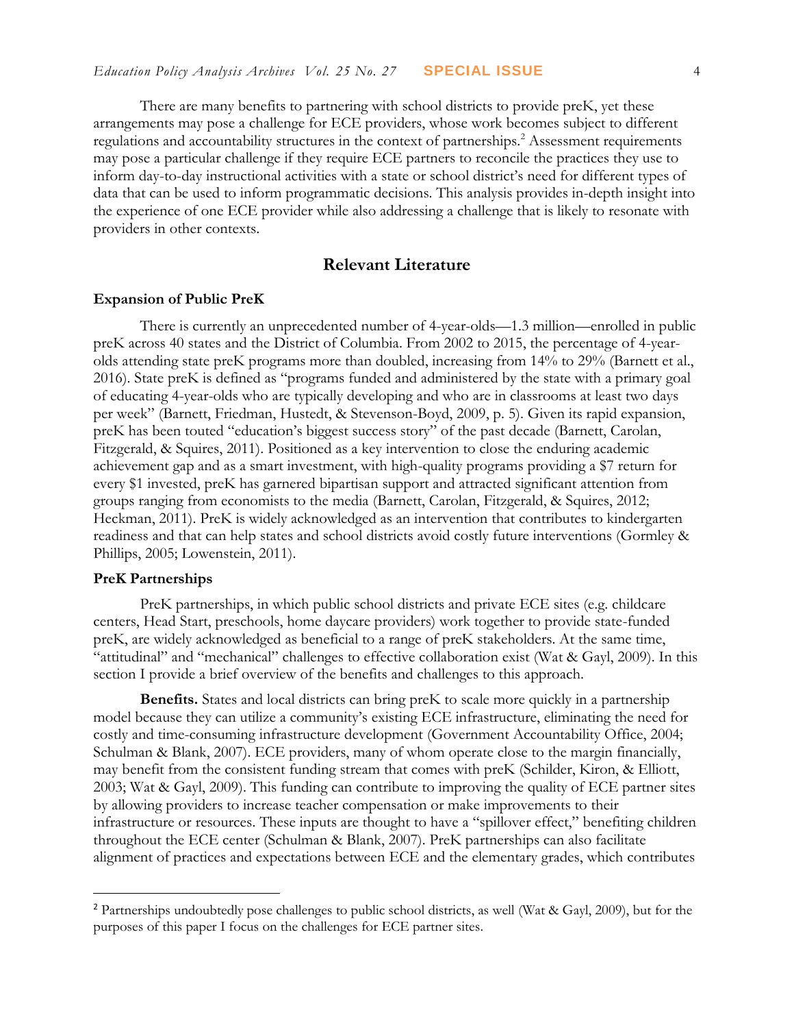There are many benefits to partnering with school districts to provide preK, yet these arrangements may pose a challenge for ECE providers, whose work becomes subject to different regulations and accountability structures in the context of partnerships.[2] Assessment requirements may pose a particular challenge if they require ECE partners to reconcile the practices they use to inform day-to-day instructional activities with a state or school district's need for different types of data that can be used to inform programmatic decisions. This analysis provides in-depth insight into the experience of one ECE provider while also addressing a challenge that is likely to resonate with providers in other contexts.

## Relevant Literature

### Expansion of Public PreK

There is currently an unprecedented number of 4-year-olds—1.3 million—enrolled in public preK across 40 states and the District of Columbia. From 2002 to 2015, the percentage of 4-year-olds attending state preK programs more than doubled, increasing from 14% to 29% (Barnett et al., 2016). State preK is defined as "programs funded and administered by the state with a primary goal of educating 4-year-olds who are typically developing and who are in classrooms at least two days per week" (Barnett, Friedman, Hustedt, & Stevenson-Boyd, 2009, p. 5). Given its rapid expansion, preK has been touted "education's biggest success story" of the past decade (Barnett, Carolan, Fitzgerald, & Squires, 2011). Positioned as a key intervention to close the enduring academic achievement gap and as a smart investment, with high-quality programs providing a $7 return for every $1 invested, preK has garnered bipartisan support and attracted significant attention from groups ranging from economists to the media (Barnett, Carolan, Fitzgerald, & Squires, 2012; Heckman, 2011). PreK is widely acknowledged as an intervention that contributes to kindergarten readiness and that can help states and school districts avoid costly future interventions (Gormley & Phillips, 2005; Lowenstein, 2011).

### PreK Partnerships

PreK partnerships, in which public school districts and private ECE sites (e.g. childcare centers, Head Start, preschools, home daycare providers) work together to provide state-funded preK, are widely acknowledged as beneficial to a range of preK stakeholders. At the same time, "attitudinal" and "mechanical" challenges to effective collaboration exist (Wat & Gayl, 2009). In this section I provide a brief overview of the benefits and challenges to this approach.

**Benefits.** States and local districts can bring preK to scale more quickly in a partnership model because they can utilize a community's existing ECE infrastructure, eliminating the need for costly and time-consuming infrastructure development (Government Accountability Office, 2004; Schulman & Blank, 2007). ECE providers, many of whom operate close to the margin financially, may benefit from the consistent funding stream that comes with preK (Schilder, Kiron, & Elliott, 2003; Wat & Gayl, 2009). This funding can contribute to improving the quality of ECE partner sites by allowing providers to increase teacher compensation or make improvements to their infrastructure or resources. These inputs are thought to have a "spillover effect," benefiting children throughout the ECE center (Schulman & Blank, 2007). PreK partnerships can also facilitate alignment of practices and expectations between ECE and the elementary grades, which contributes

---

[2] Partnerships undoubtedly pose challenges to public school districts, as well (Wat & Gayl, 2009), but for the purposes of this paper I focus on the challenges for ECE partner sites.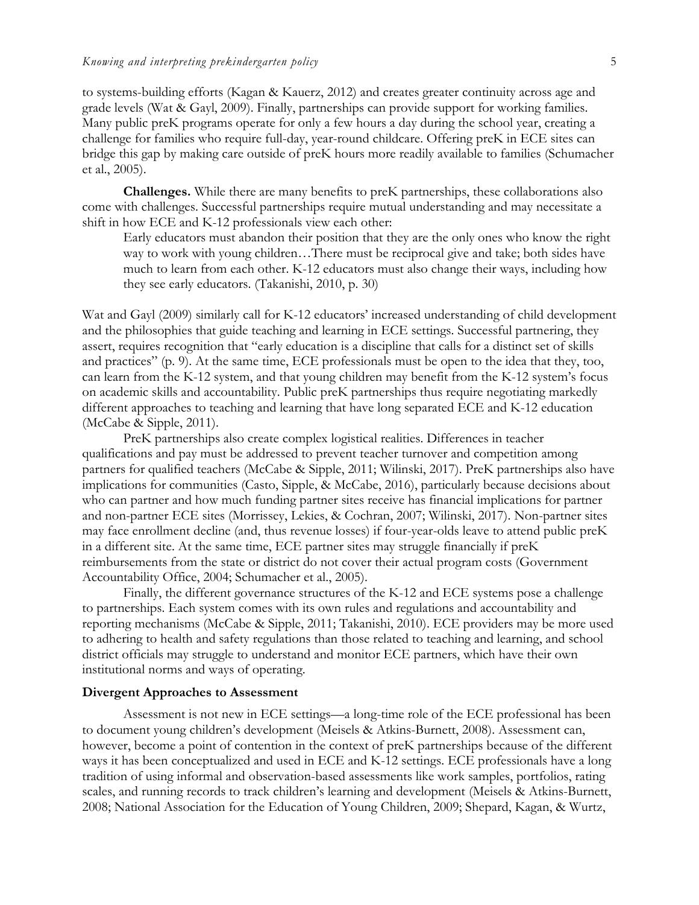to systems-building efforts (Kagan & Kauerz, 2012) and creates greater continuity across age and grade levels (Wat & Gayl, 2009). Finally, partnerships can provide support for working families. Many public preK programs operate for only a few hours a day during the school year, creating a challenge for families who require full-day, year-round childcare. Offering preK in ECE sites can bridge this gap by making care outside of preK hours more readily available to families (Schumacher et al., 2005).

**Challenges.** While there are many benefits to preK partnerships, these collaborations also come with challenges. Successful partnerships require mutual understanding and may necessitate a shift in how ECE and K-12 professionals view each other:

> Early educators must abandon their position that they are the only ones who know the right way to work with young children…There must be reciprocal give and take; both sides have much to learn from each other. K-12 educators must also change their ways, including how they see early educators. (Takanishi, 2010, p. 30)

Wat and Gayl (2009) similarly call for K-12 educators' increased understanding of child development and the philosophies that guide teaching and learning in ECE settings. Successful partnering, they assert, requires recognition that "early education is a discipline that calls for a distinct set of skills and practices" (p. 9). At the same time, ECE professionals must be open to the idea that they, too, can learn from the K-12 system, and that young children may benefit from the K-12 system's focus on academic skills and accountability. Public preK partnerships thus require negotiating markedly different approaches to teaching and learning that have long separated ECE and K-12 education (McCabe & Sipple, 2011).

PreK partnerships also create complex logistical realities. Differences in teacher qualifications and pay must be addressed to prevent teacher turnover and competition among partners for qualified teachers (McCabe & Sipple, 2011; Wilinski, 2017). PreK partnerships also have implications for communities (Casto, Sipple, & McCabe, 2016), particularly because decisions about who can partner and how much funding partner sites receive has financial implications for partner and non-partner ECE sites (Morrissey, Lekies, & Cochran, 2007; Wilinski, 2017). Non-partner sites may face enrollment decline (and, thus revenue losses) if four-year-olds leave to attend public preK in a different site. At the same time, ECE partner sites may struggle financially if preK reimbursements from the state or district do not cover their actual program costs (Government Accountability Office, 2004; Schumacher et al., 2005).

Finally, the different governance structures of the K-12 and ECE systems pose a challenge to partnerships. Each system comes with its own rules and regulations and accountability and reporting mechanisms (McCabe & Sipple, 2011; Takanishi, 2010). ECE providers may be more used to adhering to health and safety regulations than those related to teaching and learning, and school district officials may struggle to understand and monitor ECE partners, which have their own institutional norms and ways of operating.

### Divergent Approaches to Assessment

Assessment is not new in ECE settings—a long-time role of the ECE professional has been to document young children's development (Meisels & Atkins-Burnett, 2008). Assessment can, however, become a point of contention in the context of preK partnerships because of the different ways it has been conceptualized and used in ECE and K-12 settings. ECE professionals have a long tradition of using informal and observation-based assessments like work samples, portfolios, rating scales, and running records to track children's learning and development (Meisels & Atkins-Burnett, 2008; National Association for the Education of Young Children, 2009; Shepard, Kagan, & Wurtz,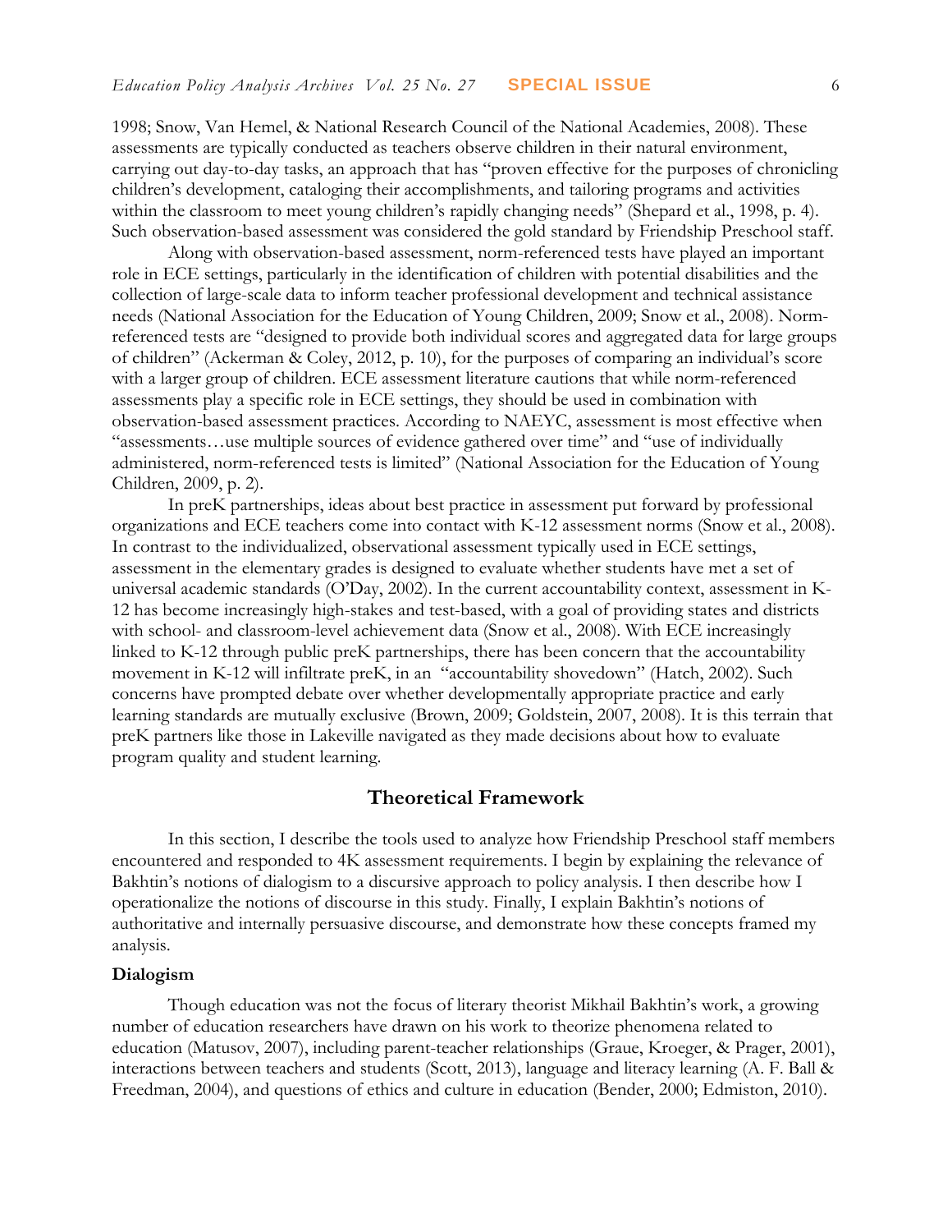1998; Snow, Van Hemel, & National Research Council of the National Academies, 2008). These assessments are typically conducted as teachers observe children in their natural environment, carrying out day-to-day tasks, an approach that has "proven effective for the purposes of chronicling children's development, cataloging their accomplishments, and tailoring programs and activities within the classroom to meet young children's rapidly changing needs" (Shepard et al., 1998, p. 4). Such observation-based assessment was considered the gold standard by Friendship Preschool staff.

Along with observation-based assessment, norm-referenced tests have played an important role in ECE settings, particularly in the identification of children with potential disabilities and the collection of large-scale data to inform teacher professional development and technical assistance needs (National Association for the Education of Young Children, 2009; Snow et al., 2008). Norm-referenced tests are "designed to provide both individual scores and aggregated data for large groups of children" (Ackerman & Coley, 2012, p. 10), for the purposes of comparing an individual's score with a larger group of children. ECE assessment literature cautions that while norm-referenced assessments play a specific role in ECE settings, they should be used in combination with observation-based assessment practices. According to NAEYC, assessment is most effective when "assessments…use multiple sources of evidence gathered over time" and "use of individually administered, norm-referenced tests is limited" (National Association for the Education of Young Children, 2009, p. 2).

In preK partnerships, ideas about best practice in assessment put forward by professional organizations and ECE teachers come into contact with K-12 assessment norms (Snow et al., 2008). In contrast to the individualized, observational assessment typically used in ECE settings, assessment in the elementary grades is designed to evaluate whether students have met a set of universal academic standards (O'Day, 2002). In the current accountability context, assessment in K-12 has become increasingly high-stakes and test-based, with a goal of providing states and districts with school- and classroom-level achievement data (Snow et al., 2008). With ECE increasingly linked to K-12 through public preK partnerships, there has been concern that the accountability movement in K-12 will infiltrate preK, in an "accountability shovedown" (Hatch, 2002). Such concerns have prompted debate over whether developmentally appropriate practice and early learning standards are mutually exclusive (Brown, 2009; Goldstein, 2007, 2008). It is this terrain that preK partners like those in Lakeville navigated as they made decisions about how to evaluate program quality and student learning.

## Theoretical Framework

In this section, I describe the tools used to analyze how Friendship Preschool staff members encountered and responded to 4K assessment requirements. I begin by explaining the relevance of Bakhtin's notions of dialogism to a discursive approach to policy analysis. I then describe how I operationalize the notions of discourse in this study. Finally, I explain Bakhtin's notions of authoritative and internally persuasive discourse, and demonstrate how these concepts framed my analysis.

### Dialogism

Though education was not the focus of literary theorist Mikhail Bakhtin's work, a growing number of education researchers have drawn on his work to theorize phenomena related to education (Matusov, 2007), including parent-teacher relationships (Graue, Kroeger, & Prager, 2001), interactions between teachers and students (Scott, 2013), language and literacy learning (A. F. Ball & Freedman, 2004), and questions of ethics and culture in education (Bender, 2000; Edmiston, 2010).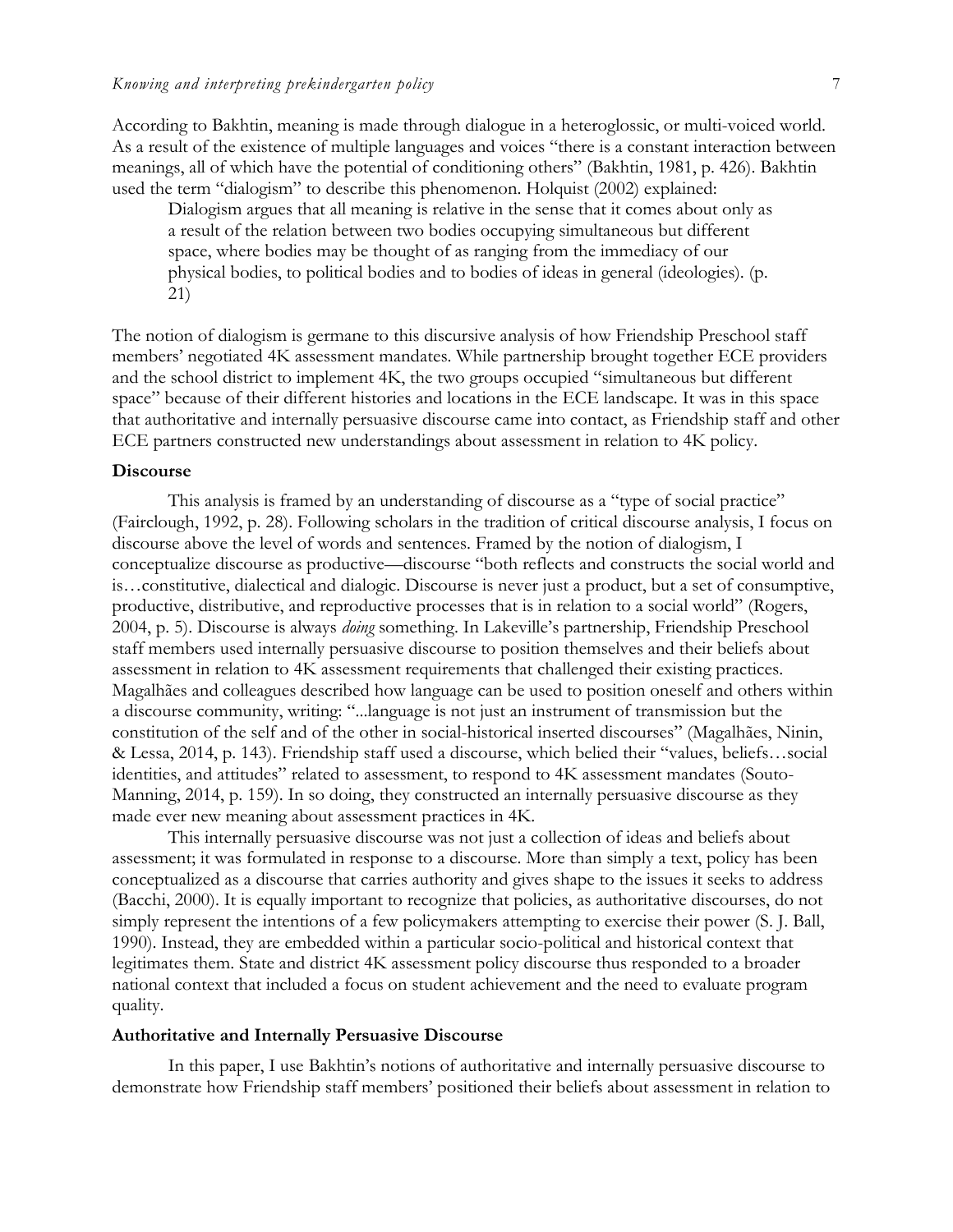According to Bakhtin, meaning is made through dialogue in a heteroglossic, or multi-voiced world. As a result of the existence of multiple languages and voices "there is a constant interaction between meanings, all of which have the potential of conditioning others" (Bakhtin, 1981, p. 426). Bakhtin used the term "dialogism" to describe this phenomenon. Holquist (2002) explained:

> Dialogism argues that all meaning is relative in the sense that it comes about only as a result of the relation between two bodies occupying simultaneous but different space, where bodies may be thought of as ranging from the immediacy of our physical bodies, to political bodies and to bodies of ideas in general (ideologies). (p. 21)

The notion of dialogism is germane to this discursive analysis of how Friendship Preschool staff members' negotiated 4K assessment mandates. While partnership brought together ECE providers and the school district to implement 4K, the two groups occupied "simultaneous but different space" because of their different histories and locations in the ECE landscape. It was in this space that authoritative and internally persuasive discourse came into contact, as Friendship staff and other ECE partners constructed new understandings about assessment in relation to 4K policy.

### Discourse

This analysis is framed by an understanding of discourse as a "type of social practice" (Fairclough, 1992, p. 28). Following scholars in the tradition of critical discourse analysis, I focus on discourse above the level of words and sentences. Framed by the notion of dialogism, I conceptualize discourse as productive—discourse "both reflects and constructs the social world and is…constitutive, dialectical and dialogic. Discourse is never just a product, but a set of consumptive, productive, distributive, and reproductive processes that is in relation to a social world" (Rogers, 2004, p. 5). Discourse is always *doing* something. In Lakeville's partnership, Friendship Preschool staff members used internally persuasive discourse to position themselves and their beliefs about assessment in relation to 4K assessment requirements that challenged their existing practices. Magalhães and colleagues described how language can be used to position oneself and others within a discourse community, writing: "...language is not just an instrument of transmission but the constitution of the self and of the other in social-historical inserted discourses" (Magalhães, Ninin, & Lessa, 2014, p. 143). Friendship staff used a discourse, which belied their "values, beliefs…social identities, and attitudes" related to assessment, to respond to 4K assessment mandates (Souto-Manning, 2014, p. 159). In so doing, they constructed an internally persuasive discourse as they made ever new meaning about assessment practices in 4K.

This internally persuasive discourse was not just a collection of ideas and beliefs about assessment; it was formulated in response to a discourse. More than simply a text, policy has been conceptualized as a discourse that carries authority and gives shape to the issues it seeks to address (Bacchi, 2000). It is equally important to recognize that policies, as authoritative discourses, do not simply represent the intentions of a few policymakers attempting to exercise their power (S. J. Ball, 1990). Instead, they are embedded within a particular socio-political and historical context that legitimates them. State and district 4K assessment policy discourse thus responded to a broader national context that included a focus on student achievement and the need to evaluate program quality.

### Authoritative and Internally Persuasive Discourse

In this paper, I use Bakhtin's notions of authoritative and internally persuasive discourse to demonstrate how Friendship staff members' positioned their beliefs about assessment in relation to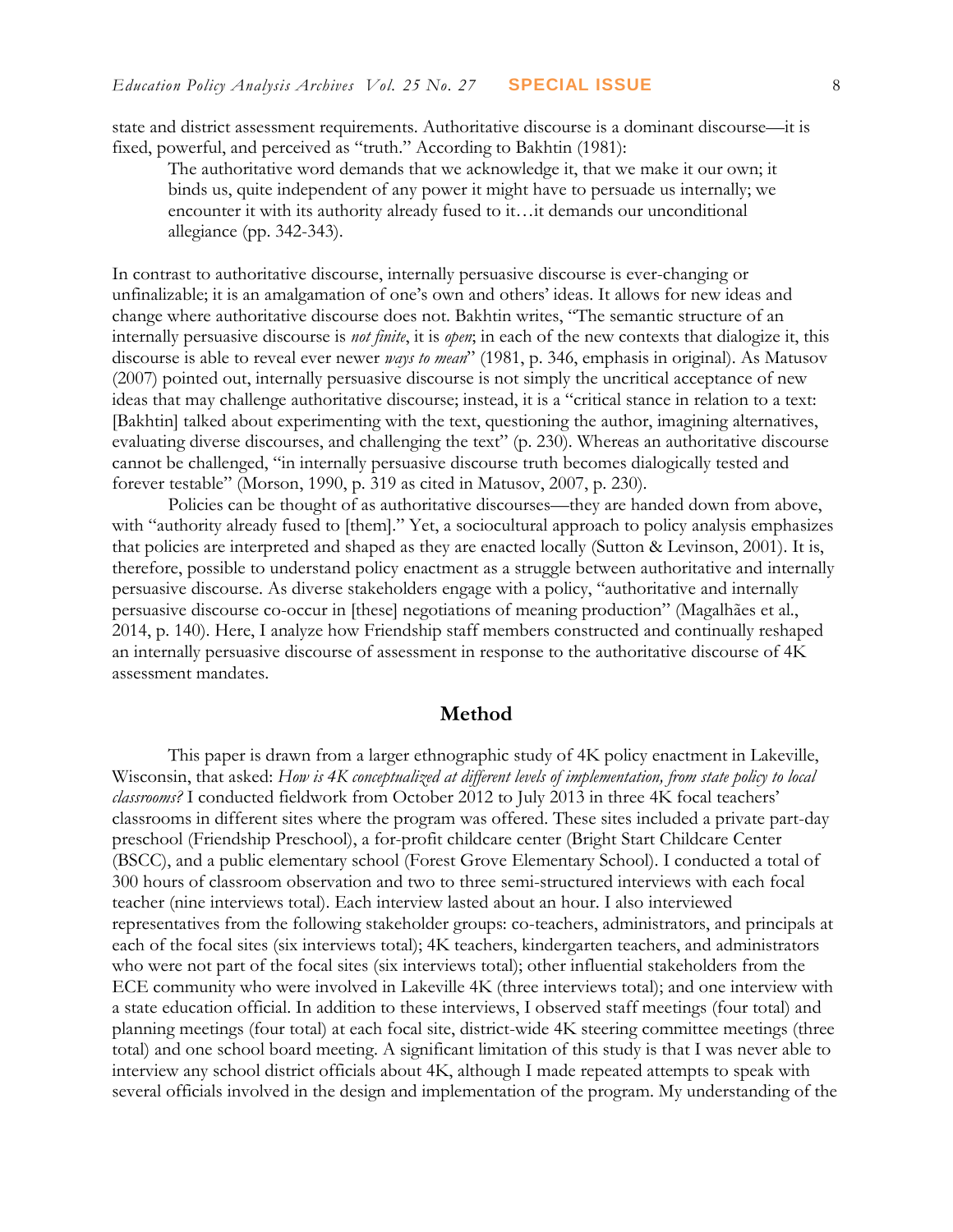state and district assessment requirements. Authoritative discourse is a dominant discourse—it is fixed, powerful, and perceived as "truth." According to Bakhtin (1981):

> The authoritative word demands that we acknowledge it, that we make it our own; it binds us, quite independent of any power it might have to persuade us internally; we encounter it with its authority already fused to it…it demands our unconditional allegiance (pp. 342-343).

In contrast to authoritative discourse, internally persuasive discourse is ever-changing or unfinalizable; it is an amalgamation of one's own and others' ideas. It allows for new ideas and change where authoritative discourse does not. Bakhtin writes, "The semantic structure of an internally persuasive discourse is *not finite*, it is *open*; in each of the new contexts that dialogize it, this discourse is able to reveal ever newer *ways to mean*" (1981, p. 346, emphasis in original). As Matusov (2007) pointed out, internally persuasive discourse is not simply the uncritical acceptance of new ideas that may challenge authoritative discourse; instead, it is a "critical stance in relation to a text: [Bakhtin] talked about experimenting with the text, questioning the author, imagining alternatives, evaluating diverse discourses, and challenging the text" (p. 230). Whereas an authoritative discourse cannot be challenged, "in internally persuasive discourse truth becomes dialogically tested and forever testable" (Morson, 1990, p. 319 as cited in Matusov, 2007, p. 230).

Policies can be thought of as authoritative discourses—they are handed down from above, with "authority already fused to [them]." Yet, a sociocultural approach to policy analysis emphasizes that policies are interpreted and shaped as they are enacted locally (Sutton & Levinson, 2001). It is, therefore, possible to understand policy enactment as a struggle between authoritative and internally persuasive discourse. As diverse stakeholders engage with a policy, "authoritative and internally persuasive discourse co-occur in [these] negotiations of meaning production" (Magalhães et al., 2014, p. 140). Here, I analyze how Friendship staff members constructed and continually reshaped an internally persuasive discourse of assessment in response to the authoritative discourse of 4K assessment mandates.

## Method

This paper is drawn from a larger ethnographic study of 4K policy enactment in Lakeville, Wisconsin, that asked: *How is 4K conceptualized at different levels of implementation, from state policy to local classrooms?* I conducted fieldwork from October 2012 to July 2013 in three 4K focal teachers' classrooms in different sites where the program was offered. These sites included a private part-day preschool (Friendship Preschool), a for-profit childcare center (Bright Start Childcare Center (BSCC), and a public elementary school (Forest Grove Elementary School). I conducted a total of 300 hours of classroom observation and two to three semi-structured interviews with each focal teacher (nine interviews total). Each interview lasted about an hour. I also interviewed representatives from the following stakeholder groups: co-teachers, administrators, and principals at each of the focal sites (six interviews total); 4K teachers, kindergarten teachers, and administrators who were not part of the focal sites (six interviews total); other influential stakeholders from the ECE community who were involved in Lakeville 4K (three interviews total); and one interview with a state education official. In addition to these interviews, I observed staff meetings (four total) and planning meetings (four total) at each focal site, district-wide 4K steering committee meetings (three total) and one school board meeting. A significant limitation of this study is that I was never able to interview any school district officials about 4K, although I made repeated attempts to speak with several officials involved in the design and implementation of the program. My understanding of the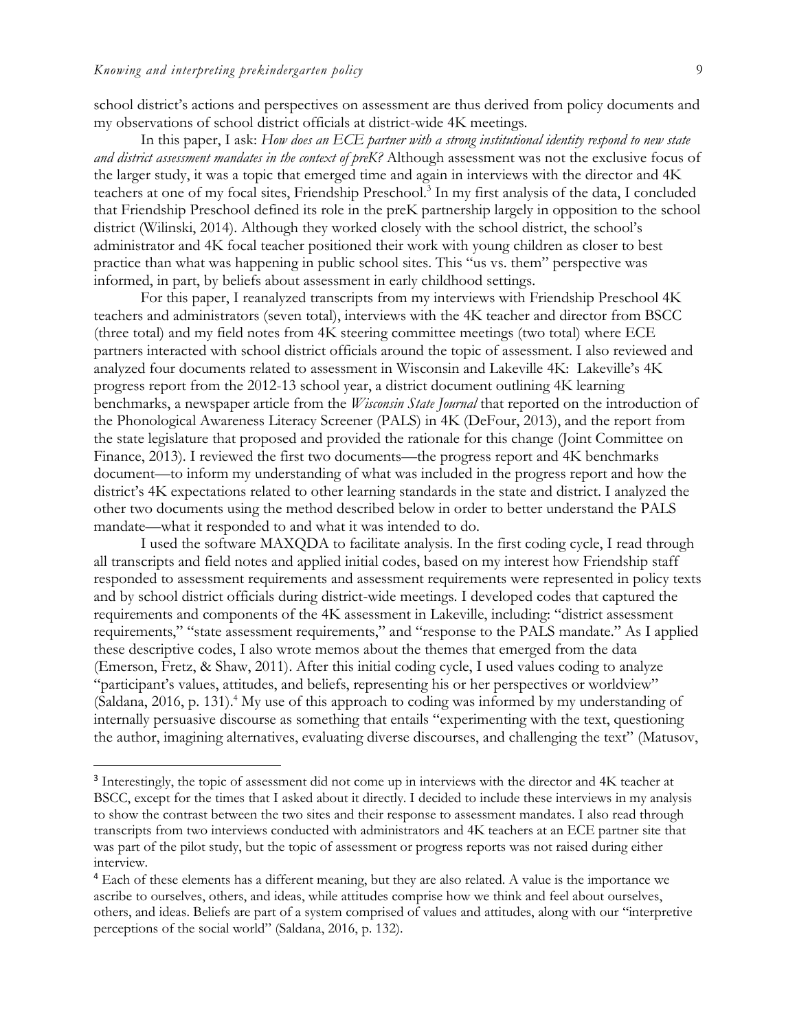school district's actions and perspectives on assessment are thus derived from policy documents and my observations of school district officials at district-wide 4K meetings.

In this paper, I ask: *How does an ECE partner with a strong institutional identity respond to new state and district assessment mandates in the context of preK?* Although assessment was not the exclusive focus of the larger study, it was a topic that emerged time and again in interviews with the director and 4K teachers at one of my focal sites, Friendship Preschool.[3] In my first analysis of the data, I concluded that Friendship Preschool defined its role in the preK partnership largely in opposition to the school district (Wilinski, 2014). Although they worked closely with the school district, the school's administrator and 4K focal teacher positioned their work with young children as closer to best practice than what was happening in public school sites. This "us vs. them" perspective was informed, in part, by beliefs about assessment in early childhood settings.

For this paper, I reanalyzed transcripts from my interviews with Friendship Preschool 4K teachers and administrators (seven total), interviews with the 4K teacher and director from BSCC (three total) and my field notes from 4K steering committee meetings (two total) where ECE partners interacted with school district officials around the topic of assessment. I also reviewed and analyzed four documents related to assessment in Wisconsin and Lakeville 4K: Lakeville's 4K progress report from the 2012-13 school year, a district document outlining 4K learning benchmarks, a newspaper article from the *Wisconsin State Journal* that reported on the introduction of the Phonological Awareness Literacy Screener (PALS) in 4K (DeFour, 2013), and the report from the state legislature that proposed and provided the rationale for this change (Joint Committee on Finance, 2013). I reviewed the first two documents—the progress report and 4K benchmarks document—to inform my understanding of what was included in the progress report and how the district's 4K expectations related to other learning standards in the state and district. I analyzed the other two documents using the method described below in order to better understand the PALS mandate—what it responded to and what it was intended to do.

I used the software MAXQDA to facilitate analysis. In the first coding cycle, I read through all transcripts and field notes and applied initial codes, based on my interest how Friendship staff responded to assessment requirements and assessment requirements were represented in policy texts and by school district officials during district-wide meetings. I developed codes that captured the requirements and components of the 4K assessment in Lakeville, including: "district assessment requirements," "state assessment requirements," and "response to the PALS mandate." As I applied these descriptive codes, I also wrote memos about the themes that emerged from the data (Emerson, Fretz, & Shaw, 2011). After this initial coding cycle, I used values coding to analyze "participant's values, attitudes, and beliefs, representing his or her perspectives or worldview" (Saldana, 2016, p. 131).[4] My use of this approach to coding was informed by my understanding of internally persuasive discourse as something that entails "experimenting with the text, questioning the author, imagining alternatives, evaluating diverse discourses, and challenging the text" (Matusov,

---

[3] Interestingly, the topic of assessment did not come up in interviews with the director and 4K teacher at BSCC, except for the times that I asked about it directly. I decided to include these interviews in my analysis to show the contrast between the two sites and their response to assessment mandates. I also read through transcripts from two interviews conducted with administrators and 4K teachers at an ECE partner site that was part of the pilot study, but the topic of assessment or progress reports was not raised during either interview.

[4] Each of these elements has a different meaning, but they are also related. A value is the importance we ascribe to ourselves, others, and ideas, while attitudes comprise how we think and feel about ourselves, others, and ideas. Beliefs are part of a system comprised of values and attitudes, along with our "interpretive perceptions of the social world" (Saldana, 2016, p. 132).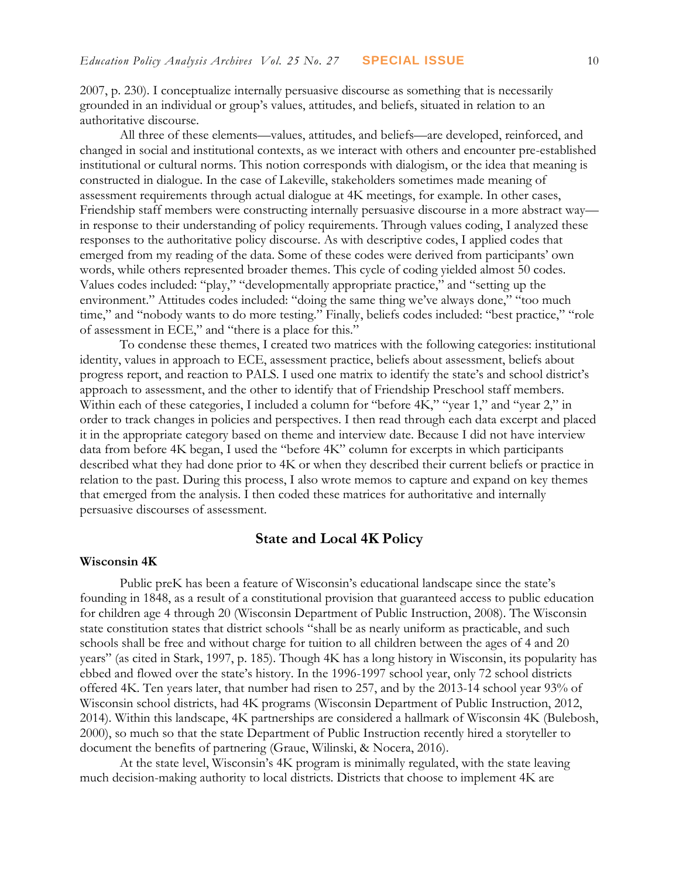2007, p. 230). I conceptualize internally persuasive discourse as something that is necessarily grounded in an individual or group's values, attitudes, and beliefs, situated in relation to an authoritative discourse.

All three of these elements—values, attitudes, and beliefs—are developed, reinforced, and changed in social and institutional contexts, as we interact with others and encounter pre-established institutional or cultural norms. This notion corresponds with dialogism, or the idea that meaning is constructed in dialogue. In the case of Lakeville, stakeholders sometimes made meaning of assessment requirements through actual dialogue at 4K meetings, for example. In other cases, Friendship staff members were constructing internally persuasive discourse in a more abstract way—in response to their understanding of policy requirements. Through values coding, I analyzed these responses to the authoritative policy discourse. As with descriptive codes, I applied codes that emerged from my reading of the data. Some of these codes were derived from participants' own words, while others represented broader themes. This cycle of coding yielded almost 50 codes. Values codes included: "play," "developmentally appropriate practice," and "setting up the environment." Attitudes codes included: "doing the same thing we've always done," "too much time," and "nobody wants to do more testing." Finally, beliefs codes included: "best practice," "role of assessment in ECE," and "there is a place for this."

To condense these themes, I created two matrices with the following categories: institutional identity, values in approach to ECE, assessment practice, beliefs about assessment, beliefs about progress report, and reaction to PALS. I used one matrix to identify the state's and school district's approach to assessment, and the other to identify that of Friendship Preschool staff members. Within each of these categories, I included a column for "before 4K," "year 1," and "year 2," in order to track changes in policies and perspectives. I then read through each data excerpt and placed it in the appropriate category based on theme and interview date. Because I did not have interview data from before 4K began, I used the "before 4K" column for excerpts in which participants described what they had done prior to 4K or when they described their current beliefs or practice in relation to the past. During this process, I also wrote memos to capture and expand on key themes that emerged from the analysis. I then coded these matrices for authoritative and internally persuasive discourses of assessment.

## State and Local 4K Policy

### Wisconsin 4K

Public preK has been a feature of Wisconsin's educational landscape since the state's founding in 1848, as a result of a constitutional provision that guaranteed access to public education for children age 4 through 20 (Wisconsin Department of Public Instruction, 2008). The Wisconsin state constitution states that district schools "shall be as nearly uniform as practicable, and such schools shall be free and without charge for tuition to all children between the ages of 4 and 20 years" (as cited in Stark, 1997, p. 185). Though 4K has a long history in Wisconsin, its popularity has ebbed and flowed over the state's history. In the 1996-1997 school year, only 72 school districts offered 4K. Ten years later, that number had risen to 257, and by the 2013-14 school year 93% of Wisconsin school districts, had 4K programs (Wisconsin Department of Public Instruction, 2012, 2014). Within this landscape, 4K partnerships are considered a hallmark of Wisconsin 4K (Bulebosh, 2000), so much so that the state Department of Public Instruction recently hired a storyteller to document the benefits of partnering (Graue, Wilinski, & Nocera, 2016).

At the state level, Wisconsin's 4K program is minimally regulated, with the state leaving much decision-making authority to local districts. Districts that choose to implement 4K are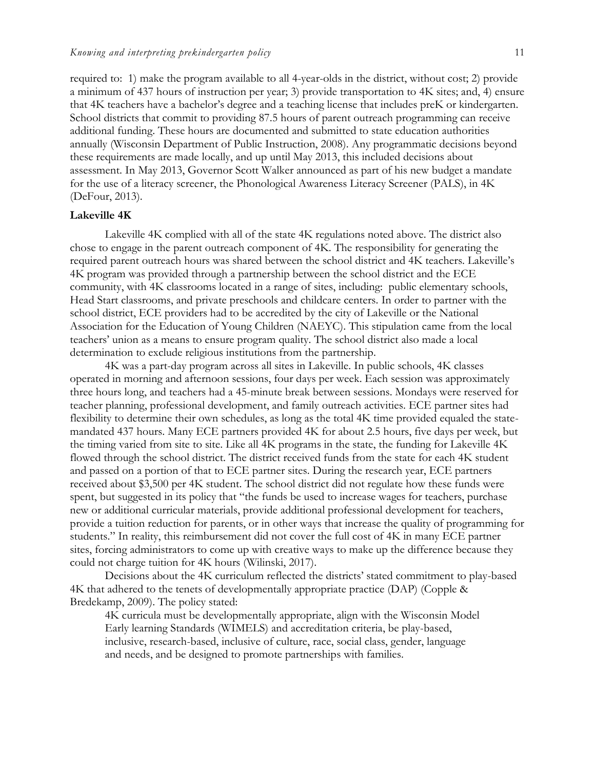required to: 1) make the program available to all 4-year-olds in the district, without cost; 2) provide a minimum of 437 hours of instruction per year; 3) provide transportation to 4K sites; and, 4) ensure that 4K teachers have a bachelor's degree and a teaching license that includes preK or kindergarten. School districts that commit to providing 87.5 hours of parent outreach programming can receive additional funding. These hours are documented and submitted to state education authorities annually (Wisconsin Department of Public Instruction, 2008). Any programmatic decisions beyond these requirements are made locally, and up until May 2013, this included decisions about assessment. In May 2013, Governor Scott Walker announced as part of his new budget a mandate for the use of a literacy screener, the Phonological Awareness Literacy Screener (PALS), in 4K (DeFour, 2013).

**Lakeville 4K**

Lakeville 4K complied with all of the state 4K regulations noted above. The district also chose to engage in the parent outreach component of 4K. The responsibility for generating the required parent outreach hours was shared between the school district and 4K teachers. Lakeville's 4K program was provided through a partnership between the school district and the ECE community, with 4K classrooms located in a range of sites, including: public elementary schools, Head Start classrooms, and private preschools and childcare centers. In order to partner with the school district, ECE providers had to be accredited by the city of Lakeville or the National Association for the Education of Young Children (NAEYC). This stipulation came from the local teachers' union as a means to ensure program quality. The school district also made a local determination to exclude religious institutions from the partnership.

4K was a part-day program across all sites in Lakeville. In public schools, 4K classes operated in morning and afternoon sessions, four days per week. Each session was approximately three hours long, and teachers had a 45-minute break between sessions. Mondays were reserved for teacher planning, professional development, and family outreach activities. ECE partner sites had flexibility to determine their own schedules, as long as the total 4K time provided equaled the state-mandated 437 hours. Many ECE partners provided 4K for about 2.5 hours, five days per week, but the timing varied from site to site. Like all 4K programs in the state, the funding for Lakeville 4K flowed through the school district. The district received funds from the state for each 4K student and passed on a portion of that to ECE partner sites. During the research year, ECE partners received about $3,500 per 4K student. The school district did not regulate how these funds were spent, but suggested in its policy that "the funds be used to increase wages for teachers, purchase new or additional curricular materials, provide additional professional development for teachers, provide a tuition reduction for parents, or in other ways that increase the quality of programming for students." In reality, this reimbursement did not cover the full cost of 4K in many ECE partner sites, forcing administrators to come up with creative ways to make up the difference because they could not charge tuition for 4K hours (Wilinski, 2017).

Decisions about the 4K curriculum reflected the districts' stated commitment to play-based 4K that adhered to the tenets of developmentally appropriate practice (DAP) (Copple & Bredekamp, 2009). The policy stated:

> 4K curricula must be developmentally appropriate, align with the Wisconsin Model Early learning Standards (WIMELS) and accreditation criteria, be play-based, inclusive, research-based, inclusive of culture, race, social class, gender, language and needs, and be designed to promote partnerships with families.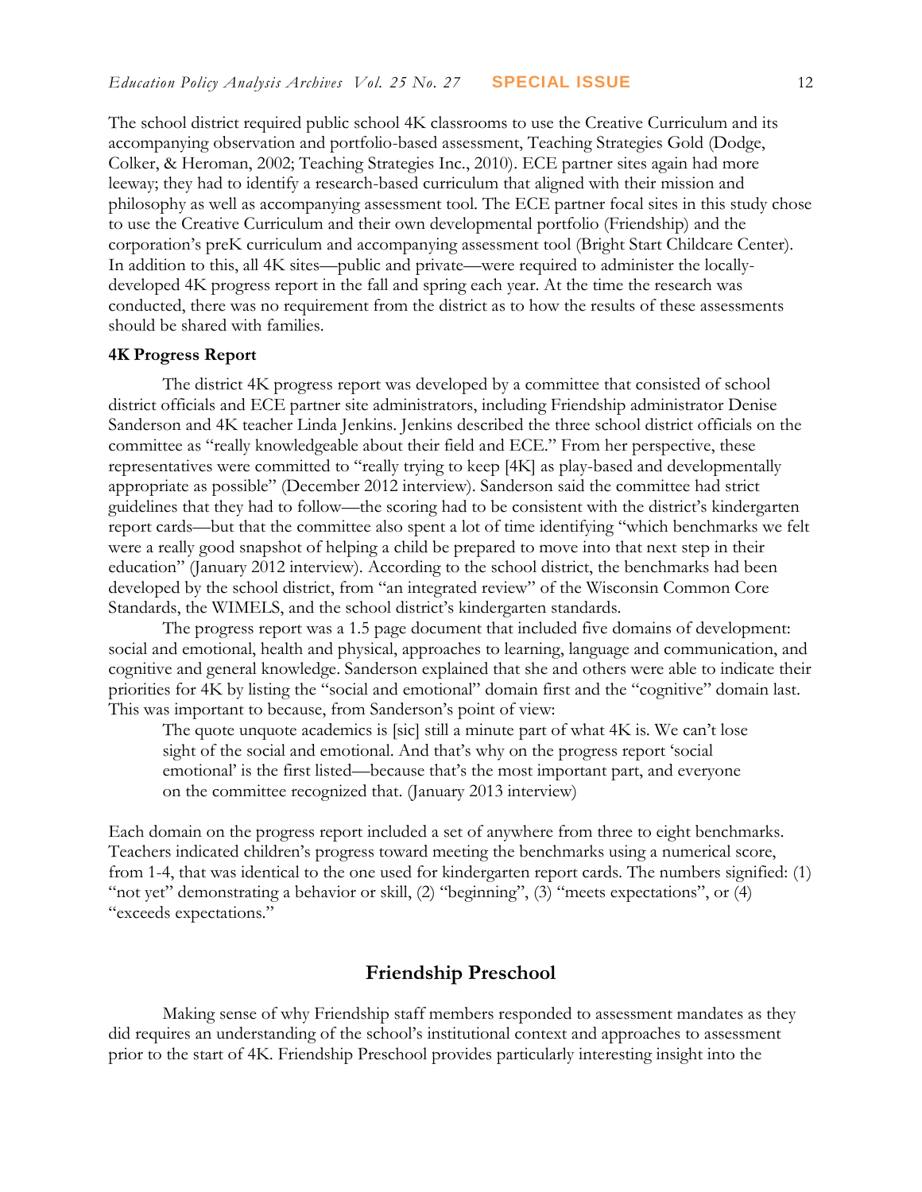The school district required public school 4K classrooms to use the Creative Curriculum and its accompanying observation and portfolio-based assessment, Teaching Strategies Gold (Dodge, Colker, & Heroman, 2002; Teaching Strategies Inc., 2010). ECE partner sites again had more leeway; they had to identify a research-based curriculum that aligned with their mission and philosophy as well as accompanying assessment tool. The ECE partner focal sites in this study chose to use the Creative Curriculum and their own developmental portfolio (Friendship) and the corporation's preK curriculum and accompanying assessment tool (Bright Start Childcare Center). In addition to this, all 4K sites—public and private—were required to administer the locally-developed 4K progress report in the fall and spring each year. At the time the research was conducted, there was no requirement from the district as to how the results of these assessments should be shared with families.

**4K Progress Report**

The district 4K progress report was developed by a committee that consisted of school district officials and ECE partner site administrators, including Friendship administrator Denise Sanderson and 4K teacher Linda Jenkins. Jenkins described the three school district officials on the committee as "really knowledgeable about their field and ECE." From her perspective, these representatives were committed to "really trying to keep [4K] as play-based and developmentally appropriate as possible" (December 2012 interview). Sanderson said the committee had strict guidelines that they had to follow—the scoring had to be consistent with the district's kindergarten report cards—but that the committee also spent a lot of time identifying "which benchmarks we felt were a really good snapshot of helping a child be prepared to move into that next step in their education" (January 2012 interview). According to the school district, the benchmarks had been developed by the school district, from "an integrated review" of the Wisconsin Common Core Standards, the WIMELS, and the school district's kindergarten standards.

The progress report was a 1.5 page document that included five domains of development: social and emotional, health and physical, approaches to learning, language and communication, and cognitive and general knowledge. Sanderson explained that she and others were able to indicate their priorities for 4K by listing the "social and emotional" domain first and the "cognitive" domain last. This was important to because, from Sanderson's point of view:

> The quote unquote academics is [sic] still a minute part of what 4K is. We can't lose sight of the social and emotional. And that's why on the progress report 'social emotional' is the first listed—because that's the most important part, and everyone on the committee recognized that. (January 2013 interview)

Each domain on the progress report included a set of anywhere from three to eight benchmarks. Teachers indicated children's progress toward meeting the benchmarks using a numerical score, from 1-4, that was identical to the one used for kindergarten report cards. The numbers signified: (1) "not yet" demonstrating a behavior or skill, (2) "beginning", (3) "meets expectations", or (4) "exceeds expectations."

## Friendship Preschool

Making sense of why Friendship staff members responded to assessment mandates as they did requires an understanding of the school's institutional context and approaches to assessment prior to the start of 4K. Friendship Preschool provides particularly interesting insight into the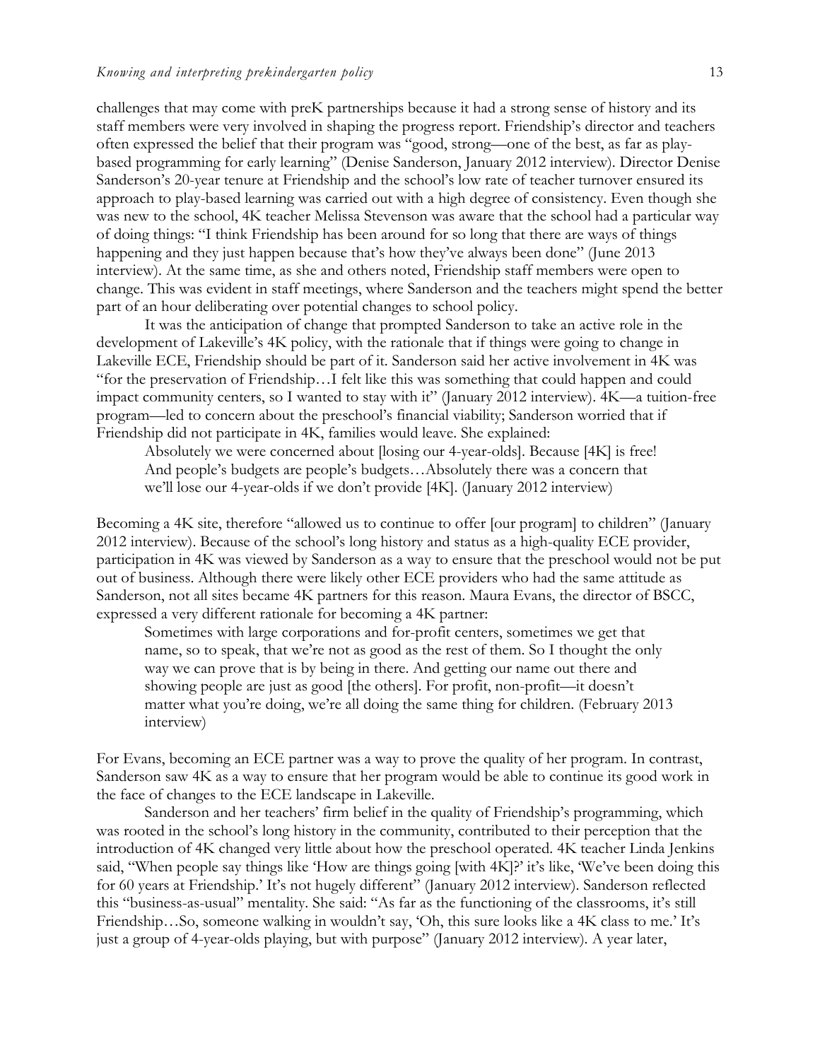challenges that may come with preK partnerships because it had a strong sense of history and its staff members were very involved in shaping the progress report. Friendship's director and teachers often expressed the belief that their program was "good, strong—one of the best, as far as play-based programming for early learning" (Denise Sanderson, January 2012 interview). Director Denise Sanderson's 20-year tenure at Friendship and the school's low rate of teacher turnover ensured its approach to play-based learning was carried out with a high degree of consistency. Even though she was new to the school, 4K teacher Melissa Stevenson was aware that the school had a particular way of doing things: "I think Friendship has been around for so long that there are ways of things happening and they just happen because that's how they've always been done" (June 2013 interview). At the same time, as she and others noted, Friendship staff members were open to change. This was evident in staff meetings, where Sanderson and the teachers might spend the better part of an hour deliberating over potential changes to school policy.

It was the anticipation of change that prompted Sanderson to take an active role in the development of Lakeville's 4K policy, with the rationale that if things were going to change in Lakeville ECE, Friendship should be part of it. Sanderson said her active involvement in 4K was "for the preservation of Friendship…I felt like this was something that could happen and could impact community centers, so I wanted to stay with it" (January 2012 interview). 4K—a tuition-free program—led to concern about the preschool's financial viability; Sanderson worried that if Friendship did not participate in 4K, families would leave. She explained:

> Absolutely we were concerned about [losing our 4-year-olds]. Because [4K] is free! And people's budgets are people's budgets…Absolutely there was a concern that we'll lose our 4-year-olds if we don't provide [4K]. (January 2012 interview)

Becoming a 4K site, therefore "allowed us to continue to offer [our program] to children" (January 2012 interview). Because of the school's long history and status as a high-quality ECE provider, participation in 4K was viewed by Sanderson as a way to ensure that the preschool would not be put out of business. Although there were likely other ECE providers who had the same attitude as Sanderson, not all sites became 4K partners for this reason. Maura Evans, the director of BSCC, expressed a very different rationale for becoming a 4K partner:

> Sometimes with large corporations and for-profit centers, sometimes we get that name, so to speak, that we're not as good as the rest of them. So I thought the only way we can prove that is by being in there. And getting our name out there and showing people are just as good [the others]. For profit, non-profit—it doesn't matter what you're doing, we're all doing the same thing for children. (February 2013 interview)

For Evans, becoming an ECE partner was a way to prove the quality of her program. In contrast, Sanderson saw 4K as a way to ensure that her program would be able to continue its good work in the face of changes to the ECE landscape in Lakeville.

Sanderson and her teachers' firm belief in the quality of Friendship's programming, which was rooted in the school's long history in the community, contributed to their perception that the introduction of 4K changed very little about how the preschool operated. 4K teacher Linda Jenkins said, "When people say things like 'How are things going [with 4K]?' it's like, 'We've been doing this for 60 years at Friendship.' It's not hugely different" (January 2012 interview). Sanderson reflected this "business-as-usual" mentality. She said: "As far as the functioning of the classrooms, it's still Friendship…So, someone walking in wouldn't say, 'Oh, this sure looks like a 4K class to me.' It's just a group of 4-year-olds playing, but with purpose" (January 2012 interview). A year later,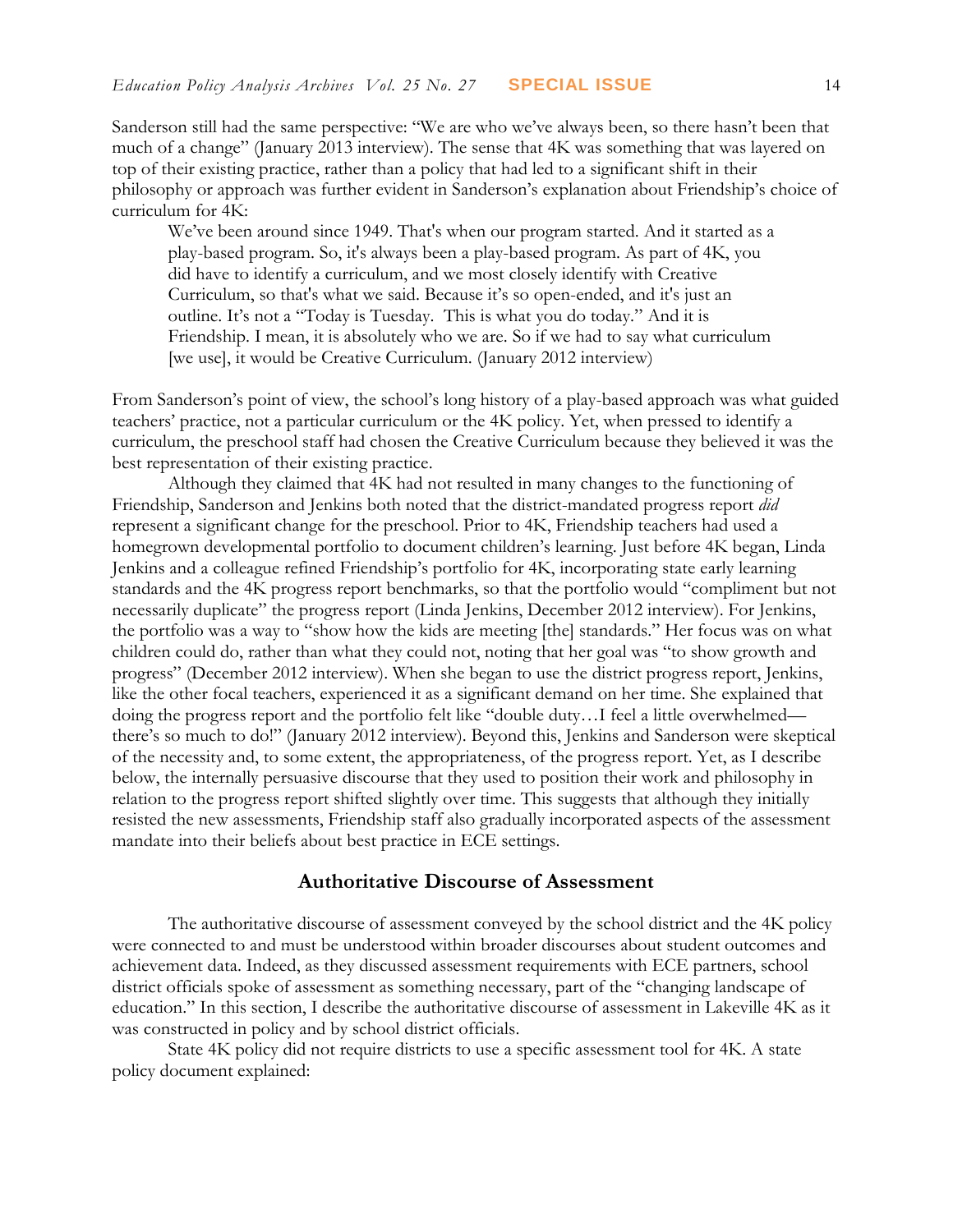Sanderson still had the same perspective: "We are who we've always been, so there hasn't been that much of a change" (January 2013 interview). The sense that 4K was something that was layered on top of their existing practice, rather than a policy that had led to a significant shift in their philosophy or approach was further evident in Sanderson's explanation about Friendship's choice of curriculum for 4K:

> We've been around since 1949. That's when our program started. And it started as a play-based program. So, it's always been a play-based program. As part of 4K, you did have to identify a curriculum, and we most closely identify with Creative Curriculum, so that's what we said. Because it's so open-ended, and it's just an outline. It's not a "Today is Tuesday. This is what you do today." And it is Friendship. I mean, it is absolutely who we are. So if we had to say what curriculum [we use], it would be Creative Curriculum. (January 2012 interview)

From Sanderson's point of view, the school's long history of a play-based approach was what guided teachers' practice, not a particular curriculum or the 4K policy. Yet, when pressed to identify a curriculum, the preschool staff had chosen the Creative Curriculum because they believed it was the best representation of their existing practice.

Although they claimed that 4K had not resulted in many changes to the functioning of Friendship, Sanderson and Jenkins both noted that the district-mandated progress report *did* represent a significant change for the preschool. Prior to 4K, Friendship teachers had used a homegrown developmental portfolio to document children's learning. Just before 4K began, Linda Jenkins and a colleague refined Friendship's portfolio for 4K, incorporating state early learning standards and the 4K progress report benchmarks, so that the portfolio would "compliment but not necessarily duplicate" the progress report (Linda Jenkins, December 2012 interview). For Jenkins, the portfolio was a way to "show how the kids are meeting [the] standards." Her focus was on what children could do, rather than what they could not, noting that her goal was "to show growth and progress" (December 2012 interview). When she began to use the district progress report, Jenkins, like the other focal teachers, experienced it as a significant demand on her time. She explained that doing the progress report and the portfolio felt like "double duty…I feel a little overwhelmed—there's so much to do!" (January 2012 interview). Beyond this, Jenkins and Sanderson were skeptical of the necessity and, to some extent, the appropriateness, of the progress report. Yet, as I describe below, the internally persuasive discourse that they used to position their work and philosophy in relation to the progress report shifted slightly over time. This suggests that although they initially resisted the new assessments, Friendship staff also gradually incorporated aspects of the assessment mandate into their beliefs about best practice in ECE settings.

## Authoritative Discourse of Assessment

The authoritative discourse of assessment conveyed by the school district and the 4K policy were connected to and must be understood within broader discourses about student outcomes and achievement data. Indeed, as they discussed assessment requirements with ECE partners, school district officials spoke of assessment as something necessary, part of the "changing landscape of education." In this section, I describe the authoritative discourse of assessment in Lakeville 4K as it was constructed in policy and by school district officials.

State 4K policy did not require districts to use a specific assessment tool for 4K. A state policy document explained: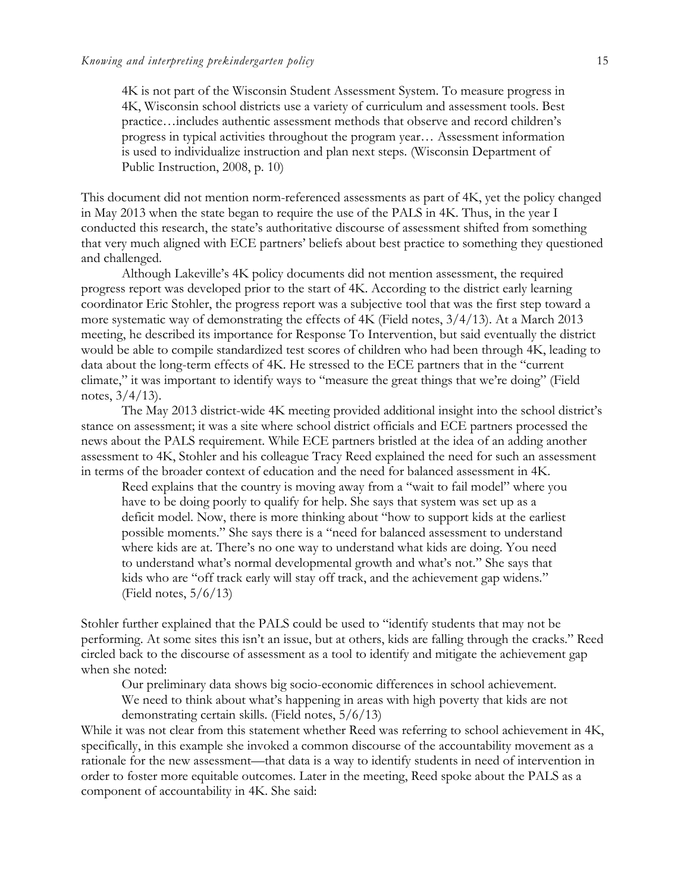> 4K is not part of the Wisconsin Student Assessment System. To measure progress in 4K, Wisconsin school districts use a variety of curriculum and assessment tools. Best practice…includes authentic assessment methods that observe and record children's progress in typical activities throughout the program year… Assessment information is used to individualize instruction and plan next steps. (Wisconsin Department of Public Instruction, 2008, p. 10)

This document did not mention norm-referenced assessments as part of 4K, yet the policy changed in May 2013 when the state began to require the use of the PALS in 4K. Thus, in the year I conducted this research, the state's authoritative discourse of assessment shifted from something that very much aligned with ECE partners' beliefs about best practice to something they questioned and challenged.

Although Lakeville's 4K policy documents did not mention assessment, the required progress report was developed prior to the start of 4K. According to the district early learning coordinator Eric Stohler, the progress report was a subjective tool that was the first step toward a more systematic way of demonstrating the effects of 4K (Field notes, 3/4/13). At a March 2013 meeting, he described its importance for Response To Intervention, but said eventually the district would be able to compile standardized test scores of children who had been through 4K, leading to data about the long-term effects of 4K. He stressed to the ECE partners that in the "current climate," it was important to identify ways to "measure the great things that we're doing" (Field notes, 3/4/13).

The May 2013 district-wide 4K meeting provided additional insight into the school district's stance on assessment; it was a site where school district officials and ECE partners processed the news about the PALS requirement. While ECE partners bristled at the idea of an adding another assessment to 4K, Stohler and his colleague Tracy Reed explained the need for such an assessment in terms of the broader context of education and the need for balanced assessment in 4K.

> Reed explains that the country is moving away from a "wait to fail model" where you have to be doing poorly to qualify for help. She says that system was set up as a deficit model. Now, there is more thinking about "how to support kids at the earliest possible moments." She says there is a "need for balanced assessment to understand where kids are at. There's no one way to understand what kids are doing. You need to understand what's normal developmental growth and what's not." She says that kids who are "off track early will stay off track, and the achievement gap widens." (Field notes, 5/6/13)

Stohler further explained that the PALS could be used to "identify students that may not be performing. At some sites this isn't an issue, but at others, kids are falling through the cracks." Reed circled back to the discourse of assessment as a tool to identify and mitigate the achievement gap when she noted:

> Our preliminary data shows big socio-economic differences in school achievement. We need to think about what's happening in areas with high poverty that kids are not demonstrating certain skills. (Field notes, 5/6/13)

While it was not clear from this statement whether Reed was referring to school achievement in 4K, specifically, in this example she invoked a common discourse of the accountability movement as a rationale for the new assessment—that data is a way to identify students in need of intervention in order to foster more equitable outcomes. Later in the meeting, Reed spoke about the PALS as a component of accountability in 4K. She said: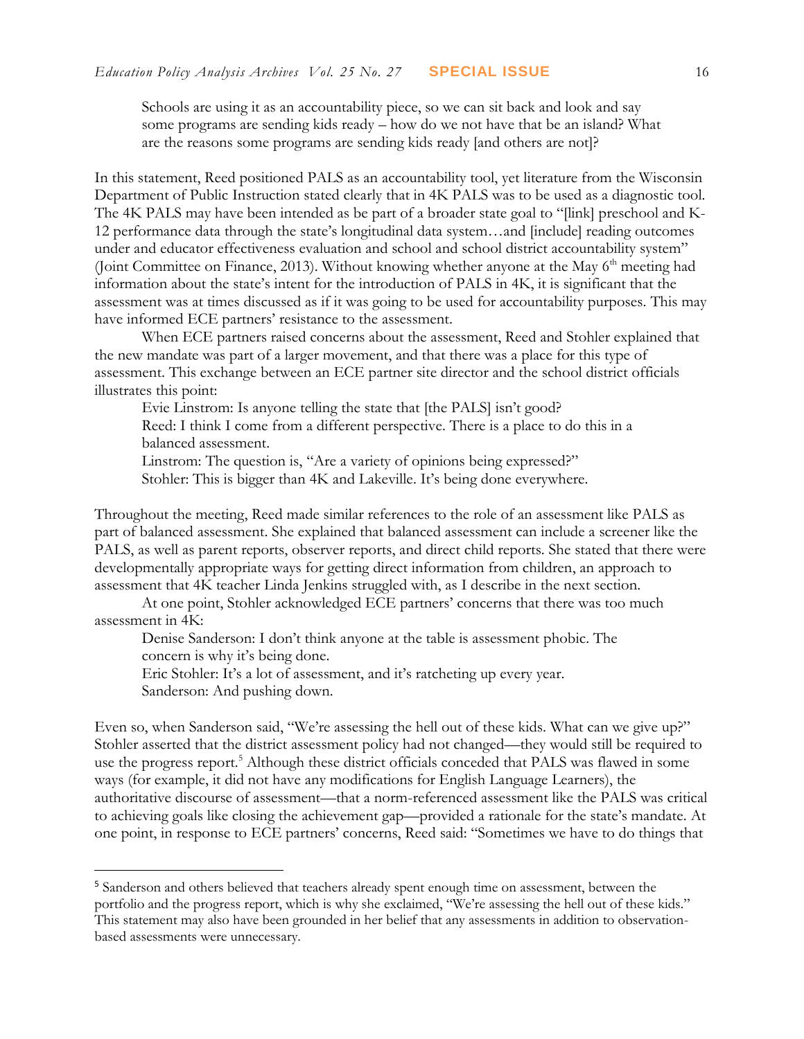> Schools are using it as an accountability piece, so we can sit back and look and say some programs are sending kids ready – how do we not have that be an island? What are the reasons some programs are sending kids ready [and others are not]?

In this statement, Reed positioned PALS as an accountability tool, yet literature from the Wisconsin Department of Public Instruction stated clearly that in 4K PALS was to be used as a diagnostic tool. The 4K PALS may have been intended as be part of a broader state goal to "[link] preschool and K-12 performance data through the state's longitudinal data system…and [include] reading outcomes under and educator effectiveness evaluation and school and school district accountability system" (Joint Committee on Finance, 2013). Without knowing whether anyone at the May 6th meeting had information about the state's intent for the introduction of PALS in 4K, it is significant that the assessment was at times discussed as if it was going to be used for accountability purposes. This may have informed ECE partners' resistance to the assessment.

When ECE partners raised concerns about the assessment, Reed and Stohler explained that the new mandate was part of a larger movement, and that there was a place for this type of assessment. This exchange between an ECE partner site director and the school district officials illustrates this point:

> Evie Linstrom: Is anyone telling the state that [the PALS] isn't good?
> Reed: I think I come from a different perspective. There is a place to do this in a balanced assessment.
> Linstrom: The question is, "Are a variety of opinions being expressed?"
> Stohler: This is bigger than 4K and Lakeville. It's being done everywhere.

Throughout the meeting, Reed made similar references to the role of an assessment like PALS as part of balanced assessment. She explained that balanced assessment can include a screener like the PALS, as well as parent reports, observer reports, and direct child reports. She stated that there were developmentally appropriate ways for getting direct information from children, an approach to assessment that 4K teacher Linda Jenkins struggled with, as I describe in the next section.

At one point, Stohler acknowledged ECE partners' concerns that there was too much assessment in 4K:

> Denise Sanderson: I don't think anyone at the table is assessment phobic. The concern is why it's being done.
> Eric Stohler: It's a lot of assessment, and it's ratcheting up every year.
> Sanderson: And pushing down.

Even so, when Sanderson said, "We're assessing the hell out of these kids. What can we give up?" Stohler asserted that the district assessment policy had not changed—they would still be required to use the progress report.[5] Although these district officials conceded that PALS was flawed in some ways (for example, it did not have any modifications for English Language Learners), the authoritative discourse of assessment—that a norm-referenced assessment like the PALS was critical to achieving goals like closing the achievement gap—provided a rationale for the state's mandate. At one point, in response to ECE partners' concerns, Reed said: "Sometimes we have to do things that

---

[5] Sanderson and others believed that teachers already spent enough time on assessment, between the portfolio and the progress report, which is why she exclaimed, "We're assessing the hell out of these kids." This statement may also have been grounded in her belief that any assessments in addition to observation-based assessments were unnecessary.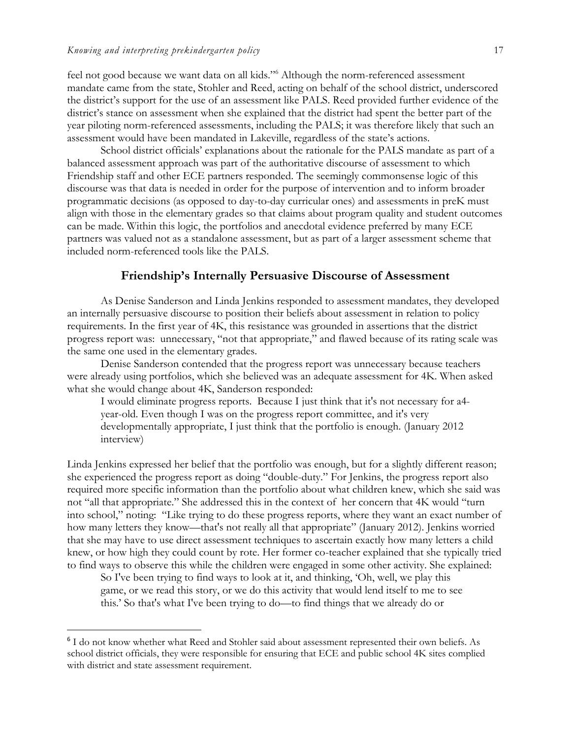feel not good because we want data on all kids."[6] Although the norm-referenced assessment mandate came from the state, Stohler and Reed, acting on behalf of the school district, underscored the district's support for the use of an assessment like PALS. Reed provided further evidence of the district's stance on assessment when she explained that the district had spent the better part of the year piloting norm-referenced assessments, including the PALS; it was therefore likely that such an assessment would have been mandated in Lakeville, regardless of the state's actions.

School district officials' explanations about the rationale for the PALS mandate as part of a balanced assessment approach was part of the authoritative discourse of assessment to which Friendship staff and other ECE partners responded. The seemingly commonsense logic of this discourse was that data is needed in order for the purpose of intervention and to inform broader programmatic decisions (as opposed to day-to-day curricular ones) and assessments in preK must align with those in the elementary grades so that claims about program quality and student outcomes can be made. Within this logic, the portfolios and anecdotal evidence preferred by many ECE partners was valued not as a standalone assessment, but as part of a larger assessment scheme that included norm-referenced tools like the PALS.

## Friendship's Internally Persuasive Discourse of Assessment

As Denise Sanderson and Linda Jenkins responded to assessment mandates, they developed an internally persuasive discourse to position their beliefs about assessment in relation to policy requirements. In the first year of 4K, this resistance was grounded in assertions that the district progress report was: unnecessary, "not that appropriate," and flawed because of its rating scale was the same one used in the elementary grades.

Denise Sanderson contended that the progress report was unnecessary because teachers were already using portfolios, which she believed was an adequate assessment for 4K. When asked what she would change about 4K, Sanderson responded:

> I would eliminate progress reports. Because I just think that it's not necessary for a4-year-old. Even though I was on the progress report committee, and it's very developmentally appropriate, I just think that the portfolio is enough. (January 2012 interview)

Linda Jenkins expressed her belief that the portfolio was enough, but for a slightly different reason; she experienced the progress report as doing "double-duty." For Jenkins, the progress report also required more specific information than the portfolio about what children knew, which she said was not "all that appropriate." She addressed this in the context of her concern that 4K would "turn into school," noting: "Like trying to do these progress reports, where they want an exact number of how many letters they know—that's not really all that appropriate" (January 2012). Jenkins worried that she may have to use direct assessment techniques to ascertain exactly how many letters a child knew, or how high they could count by rote. Her former co-teacher explained that she typically tried to find ways to observe this while the children were engaged in some other activity. She explained:

> So I've been trying to find ways to look at it, and thinking, 'Oh, well, we play this game, or we read this story, or we do this activity that would lend itself to me to see this.' So that's what I've been trying to do—to find things that we already do or

[6] I do not know whether what Reed and Stohler said about assessment represented their own beliefs. As school district officials, they were responsible for ensuring that ECE and public school 4K sites complied with district and state assessment requirement.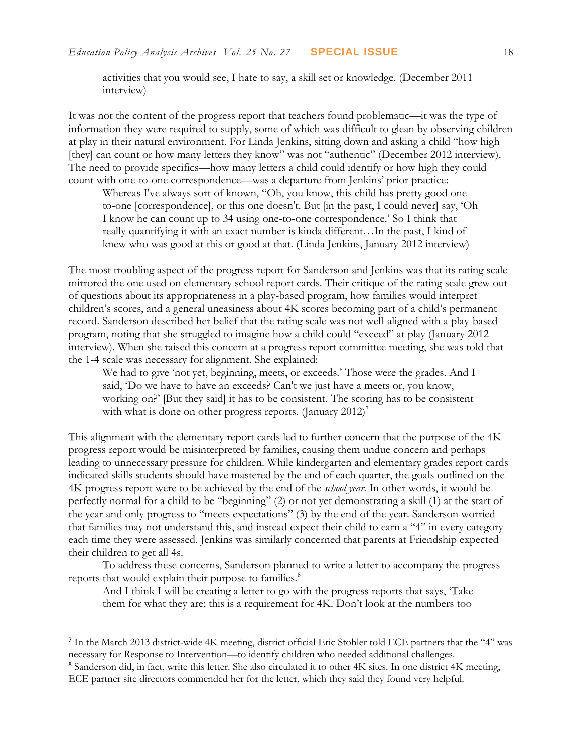> activities that you would see, I hate to say, a skill set or knowledge. (December 2011 interview)

It was not the content of the progress report that teachers found problematic—it was the type of information they were required to supply, some of which was difficult to glean by observing children at play in their natural environment. For Linda Jenkins, sitting down and asking a child "how high [they] can count or how many letters they know" was not "authentic" (December 2012 interview). The need to provide specifics—how many letters a child could identify or how high they could count with one-to-one correspondence—was a departure from Jenkins' prior practice:

> Whereas I've always sort of known, "Oh, you know, this child has pretty good one-to-one [correspondence], or this one doesn't. But [in the past, I could never] say, 'Oh I know he can count up to 34 using one-to-one correspondence.' So I think that really quantifying it with an exact number is kinda different…In the past, I kind of knew who was good at this or good at that. (Linda Jenkins, January 2012 interview)

The most troubling aspect of the progress report for Sanderson and Jenkins was that its rating scale mirrored the one used on elementary school report cards. Their critique of the rating scale grew out of questions about its appropriateness in a play-based program, how families would interpret children's scores, and a general uneasiness about 4K scores becoming part of a child's permanent record. Sanderson described her belief that the rating scale was not well-aligned with a play-based program, noting that she struggled to imagine how a child could "exceed" at play (January 2012 interview). When she raised this concern at a progress report committee meeting, she was told that the 1-4 scale was necessary for alignment. She explained:

> We had to give 'not yet, beginning, meets, or exceeds.' Those were the grades. And I said, 'Do we have to have an exceeds? Can't we just have a meets or, you know, working on?' [But they said] it has to be consistent. The scoring has to be consistent with what is done on other progress reports. (January 2012)[7]

This alignment with the elementary report cards led to further concern that the purpose of the 4K progress report would be misinterpreted by families, causing them undue concern and perhaps leading to unnecessary pressure for children. While kindergarten and elementary grades report cards indicated skills students should have mastered by the end of each quarter, the goals outlined on the 4K progress report were to be achieved by the end of the *school year.* In other words, it would be perfectly normal for a child to be "beginning" (2) or not yet demonstrating a skill (1) at the start of the year and only progress to "meets expectations" (3) by the end of the year. Sanderson worried that families may not understand this, and instead expect their child to earn a "4" in every category each time they were assessed. Jenkins was similarly concerned that parents at Friendship expected their children to get all 4s.

To address these concerns, Sanderson planned to write a letter to accompany the progress reports that would explain their purpose to families.[8]

> And I think I will be creating a letter to go with the progress reports that says, 'Take them for what they are; this is a requirement for 4K. Don't look at the numbers too

---

[7] In the March 2013 district-wide 4K meeting, district official Eric Stohler told ECE partners that the "4" was necessary for Response to Intervention—to identify children who needed additional challenges.

[8] Sanderson did, in fact, write this letter. She also circulated it to other 4K sites. In one district 4K meeting, ECE partner site directors commended her for the letter, which they said they found very helpful.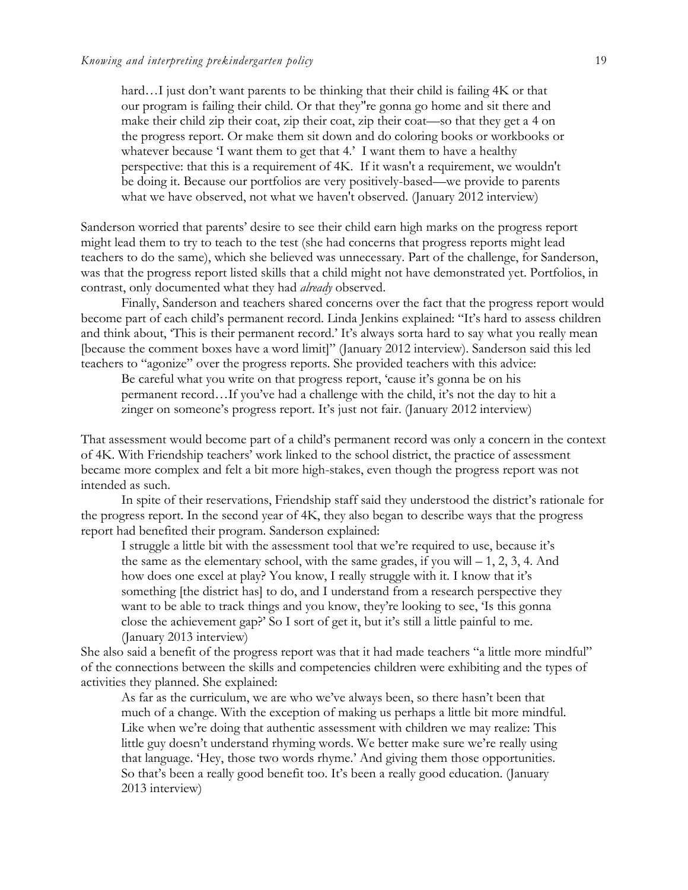> hard…I just don't want parents to be thinking that their child is failing 4K or that our program is failing their child. Or that they"re gonna go home and sit there and make their child zip their coat, zip their coat, zip their coat—so that they get a 4 on the progress report. Or make them sit down and do coloring books or workbooks or whatever because 'I want them to get that 4.' I want them to have a healthy perspective: that this is a requirement of 4K. If it wasn't a requirement, we wouldn't be doing it. Because our portfolios are very positively-based—we provide to parents what we have observed, not what we haven't observed. (January 2012 interview)

Sanderson worried that parents' desire to see their child earn high marks on the progress report might lead them to try to teach to the test (she had concerns that progress reports might lead teachers to do the same), which she believed was unnecessary. Part of the challenge, for Sanderson, was that the progress report listed skills that a child might not have demonstrated yet. Portfolios, in contrast, only documented what they had *already* observed.

Finally, Sanderson and teachers shared concerns over the fact that the progress report would become part of each child's permanent record. Linda Jenkins explained: "It's hard to assess children and think about, 'This is their permanent record.' It's always sorta hard to say what you really mean [because the comment boxes have a word limit]" (January 2012 interview). Sanderson said this led teachers to "agonize" over the progress reports. She provided teachers with this advice:

> Be careful what you write on that progress report, 'cause it's gonna be on his permanent record…If you've had a challenge with the child, it's not the day to hit a zinger on someone's progress report. It's just not fair. (January 2012 interview)

That assessment would become part of a child's permanent record was only a concern in the context of 4K. With Friendship teachers' work linked to the school district, the practice of assessment became more complex and felt a bit more high-stakes, even though the progress report was not intended as such.

In spite of their reservations, Friendship staff said they understood the district's rationale for the progress report. In the second year of 4K, they also began to describe ways that the progress report had benefited their program. Sanderson explained:

> I struggle a little bit with the assessment tool that we're required to use, because it's the same as the elementary school, with the same grades, if you will – 1, 2, 3, 4. And how does one excel at play? You know, I really struggle with it. I know that it's something [the district has] to do, and I understand from a research perspective they want to be able to track things and you know, they're looking to see, 'Is this gonna close the achievement gap?' So I sort of get it, but it's still a little painful to me. (January 2013 interview)

She also said a benefit of the progress report was that it had made teachers "a little more mindful" of the connections between the skills and competencies children were exhibiting and the types of activities they planned. She explained:

> As far as the curriculum, we are who we've always been, so there hasn't been that much of a change. With the exception of making us perhaps a little bit more mindful. Like when we're doing that authentic assessment with children we may realize: This little guy doesn't understand rhyming words. We better make sure we're really using that language. 'Hey, those two words rhyme.' And giving them those opportunities. So that's been a really good benefit too. It's been a really good education. (January 2013 interview)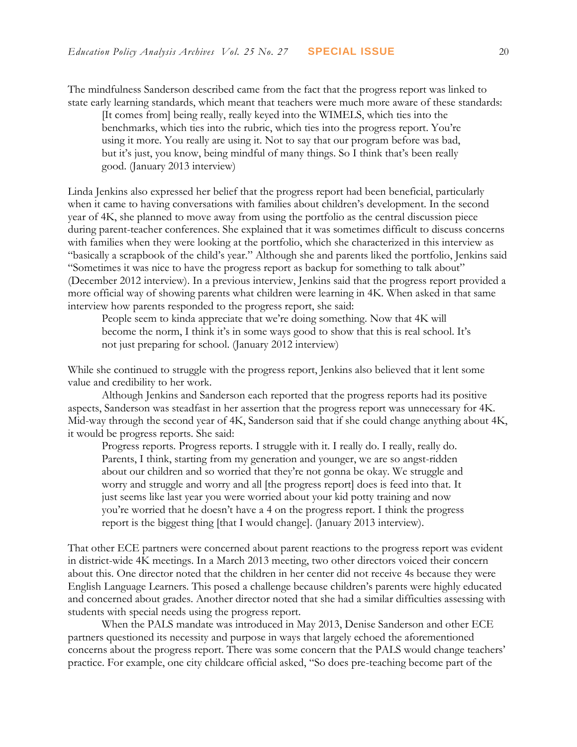The mindfulness Sanderson described came from the fact that the progress report was linked to state early learning standards, which meant that teachers were much more aware of these standards:

> [It comes from] being really, really keyed into the WIMELS, which ties into the benchmarks, which ties into the rubric, which ties into the progress report. You're using it more. You really are using it. Not to say that our program before was bad, but it's just, you know, being mindful of many things. So I think that's been really good. (January 2013 interview)

Linda Jenkins also expressed her belief that the progress report had been beneficial, particularly when it came to having conversations with families about children's development. In the second year of 4K, she planned to move away from using the portfolio as the central discussion piece during parent-teacher conferences. She explained that it was sometimes difficult to discuss concerns with families when they were looking at the portfolio, which she characterized in this interview as "basically a scrapbook of the child's year." Although she and parents liked the portfolio, Jenkins said "Sometimes it was nice to have the progress report as backup for something to talk about" (December 2012 interview). In a previous interview, Jenkins said that the progress report provided a more official way of showing parents what children were learning in 4K. When asked in that same interview how parents responded to the progress report, she said:

> People seem to kinda appreciate that we're doing something. Now that 4K will become the norm, I think it's in some ways good to show that this is real school. It's not just preparing for school. (January 2012 interview)

While she continued to struggle with the progress report, Jenkins also believed that it lent some value and credibility to her work.

Although Jenkins and Sanderson each reported that the progress reports had its positive aspects, Sanderson was steadfast in her assertion that the progress report was unnecessary for 4K. Mid-way through the second year of 4K, Sanderson said that if she could change anything about 4K, it would be progress reports. She said:

> Progress reports. Progress reports. I struggle with it. I really do. I really, really do. Parents, I think, starting from my generation and younger, we are so angst-ridden about our children and so worried that they're not gonna be okay. We struggle and worry and struggle and worry and all [the progress report] does is feed into that. It just seems like last year you were worried about your kid potty training and now you're worried that he doesn't have a 4 on the progress report. I think the progress report is the biggest thing [that I would change]. (January 2013 interview).

That other ECE partners were concerned about parent reactions to the progress report was evident in district-wide 4K meetings. In a March 2013 meeting, two other directors voiced their concern about this. One director noted that the children in her center did not receive 4s because they were English Language Learners. This posed a challenge because children's parents were highly educated and concerned about grades. Another director noted that she had a similar difficulties assessing with students with special needs using the progress report.

When the PALS mandate was introduced in May 2013, Denise Sanderson and other ECE partners questioned its necessity and purpose in ways that largely echoed the aforementioned concerns about the progress report. There was some concern that the PALS would change teachers' practice. For example, one city childcare official asked, "So does pre-teaching become part of the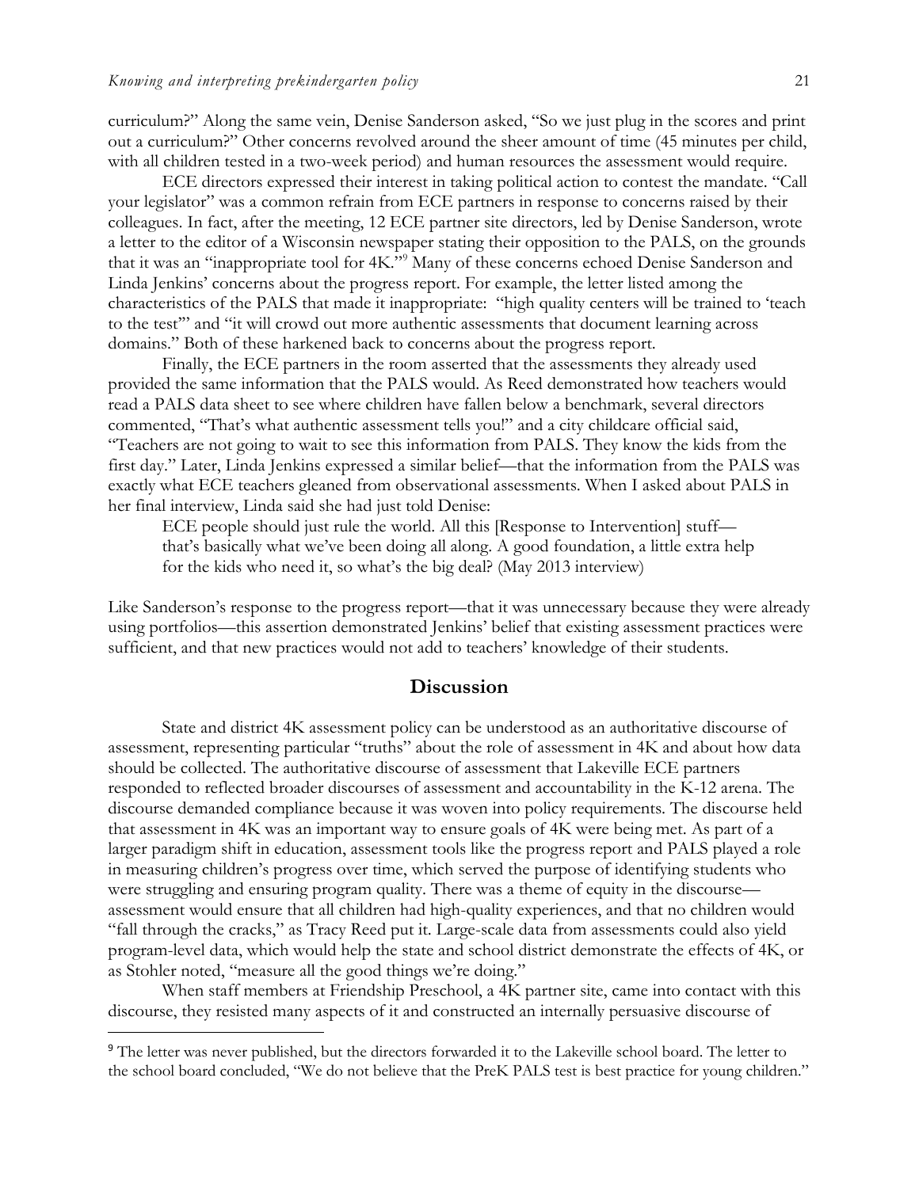curriculum?" Along the same vein, Denise Sanderson asked, "So we just plug in the scores and print out a curriculum?" Other concerns revolved around the sheer amount of time (45 minutes per child, with all children tested in a two-week period) and human resources the assessment would require.

ECE directors expressed their interest in taking political action to contest the mandate. "Call your legislator" was a common refrain from ECE partners in response to concerns raised by their colleagues. In fact, after the meeting, 12 ECE partner site directors, led by Denise Sanderson, wrote a letter to the editor of a Wisconsin newspaper stating their opposition to the PALS, on the grounds that it was an "inappropriate tool for 4K."[9] Many of these concerns echoed Denise Sanderson and Linda Jenkins' concerns about the progress report. For example, the letter listed among the characteristics of the PALS that made it inappropriate: "high quality centers will be trained to 'teach to the test'" and "it will crowd out more authentic assessments that document learning across domains." Both of these harkened back to concerns about the progress report.

Finally, the ECE partners in the room asserted that the assessments they already used provided the same information that the PALS would. As Reed demonstrated how teachers would read a PALS data sheet to see where children have fallen below a benchmark, several directors commented, "That's what authentic assessment tells you!" and a city childcare official said, "Teachers are not going to wait to see this information from PALS. They know the kids from the first day." Later, Linda Jenkins expressed a similar belief—that the information from the PALS was exactly what ECE teachers gleaned from observational assessments. When I asked about PALS in her final interview, Linda said she had just told Denise:

> ECE people should just rule the world. All this [Response to Intervention] stuff—that's basically what we've been doing all along. A good foundation, a little extra help for the kids who need it, so what's the big deal? (May 2013 interview)

Like Sanderson's response to the progress report—that it was unnecessary because they were already using portfolios—this assertion demonstrated Jenkins' belief that existing assessment practices were sufficient, and that new practices would not add to teachers' knowledge of their students.

## Discussion

State and district 4K assessment policy can be understood as an authoritative discourse of assessment, representing particular "truths" about the role of assessment in 4K and about how data should be collected. The authoritative discourse of assessment that Lakeville ECE partners responded to reflected broader discourses of assessment and accountability in the K-12 arena. The discourse demanded compliance because it was woven into policy requirements. The discourse held that assessment in 4K was an important way to ensure goals of 4K were being met. As part of a larger paradigm shift in education, assessment tools like the progress report and PALS played a role in measuring children's progress over time, which served the purpose of identifying students who were struggling and ensuring program quality. There was a theme of equity in the discourse—assessment would ensure that all children had high-quality experiences, and that no children would "fall through the cracks," as Tracy Reed put it. Large-scale data from assessments could also yield program-level data, which would help the state and school district demonstrate the effects of 4K, or as Stohler noted, "measure all the good things we're doing."

When staff members at Friendship Preschool, a 4K partner site, came into contact with this discourse, they resisted many aspects of it and constructed an internally persuasive discourse of

[9] The letter was never published, but the directors forwarded it to the Lakeville school board. The letter to the school board concluded, "We do not believe that the PreK PALS test is best practice for young children."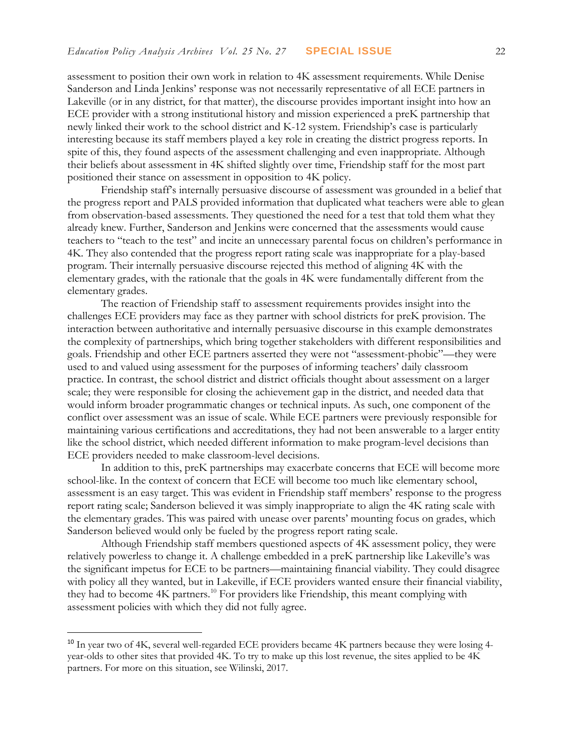assessment to position their own work in relation to 4K assessment requirements. While Denise Sanderson and Linda Jenkins' response was not necessarily representative of all ECE partners in Lakeville (or in any district, for that matter), the discourse provides important insight into how an ECE provider with a strong institutional history and mission experienced a preK partnership that newly linked their work to the school district and K-12 system. Friendship's case is particularly interesting because its staff members played a key role in creating the district progress reports. In spite of this, they found aspects of the assessment challenging and even inappropriate. Although their beliefs about assessment in 4K shifted slightly over time, Friendship staff for the most part positioned their stance on assessment in opposition to 4K policy.

Friendship staff's internally persuasive discourse of assessment was grounded in a belief that the progress report and PALS provided information that duplicated what teachers were able to glean from observation-based assessments. They questioned the need for a test that told them what they already knew. Further, Sanderson and Jenkins were concerned that the assessments would cause teachers to "teach to the test" and incite an unnecessary parental focus on children's performance in 4K. They also contended that the progress report rating scale was inappropriate for a play-based program. Their internally persuasive discourse rejected this method of aligning 4K with the elementary grades, with the rationale that the goals in 4K were fundamentally different from the elementary grades.

The reaction of Friendship staff to assessment requirements provides insight into the challenges ECE providers may face as they partner with school districts for preK provision. The interaction between authoritative and internally persuasive discourse in this example demonstrates the complexity of partnerships, which bring together stakeholders with different responsibilities and goals. Friendship and other ECE partners asserted they were not "assessment-phobic"—they were used to and valued using assessment for the purposes of informing teachers' daily classroom practice. In contrast, the school district and district officials thought about assessment on a larger scale; they were responsible for closing the achievement gap in the district, and needed data that would inform broader programmatic changes or technical inputs. As such, one component of the conflict over assessment was an issue of scale. While ECE partners were previously responsible for maintaining various certifications and accreditations, they had not been answerable to a larger entity like the school district, which needed different information to make program-level decisions than ECE providers needed to make classroom-level decisions.

In addition to this, preK partnerships may exacerbate concerns that ECE will become more school-like. In the context of concern that ECE will become too much like elementary school, assessment is an easy target. This was evident in Friendship staff members' response to the progress report rating scale; Sanderson believed it was simply inappropriate to align the 4K rating scale with the elementary grades. This was paired with unease over parents' mounting focus on grades, which Sanderson believed would only be fueled by the progress report rating scale.

Although Friendship staff members questioned aspects of 4K assessment policy, they were relatively powerless to change it. A challenge embedded in a preK partnership like Lakeville's was the significant impetus for ECE to be partners—maintaining financial viability. They could disagree with policy all they wanted, but in Lakeville, if ECE providers wanted ensure their financial viability, they had to become 4K partners.[10] For providers like Friendship, this meant complying with assessment policies with which they did not fully agree.

---

[10] In year two of 4K, several well-regarded ECE providers became 4K partners because they were losing 4-year-olds to other sites that provided 4K. To try to make up this lost revenue, the sites applied to be 4K partners. For more on this situation, see Wilinski, 2017.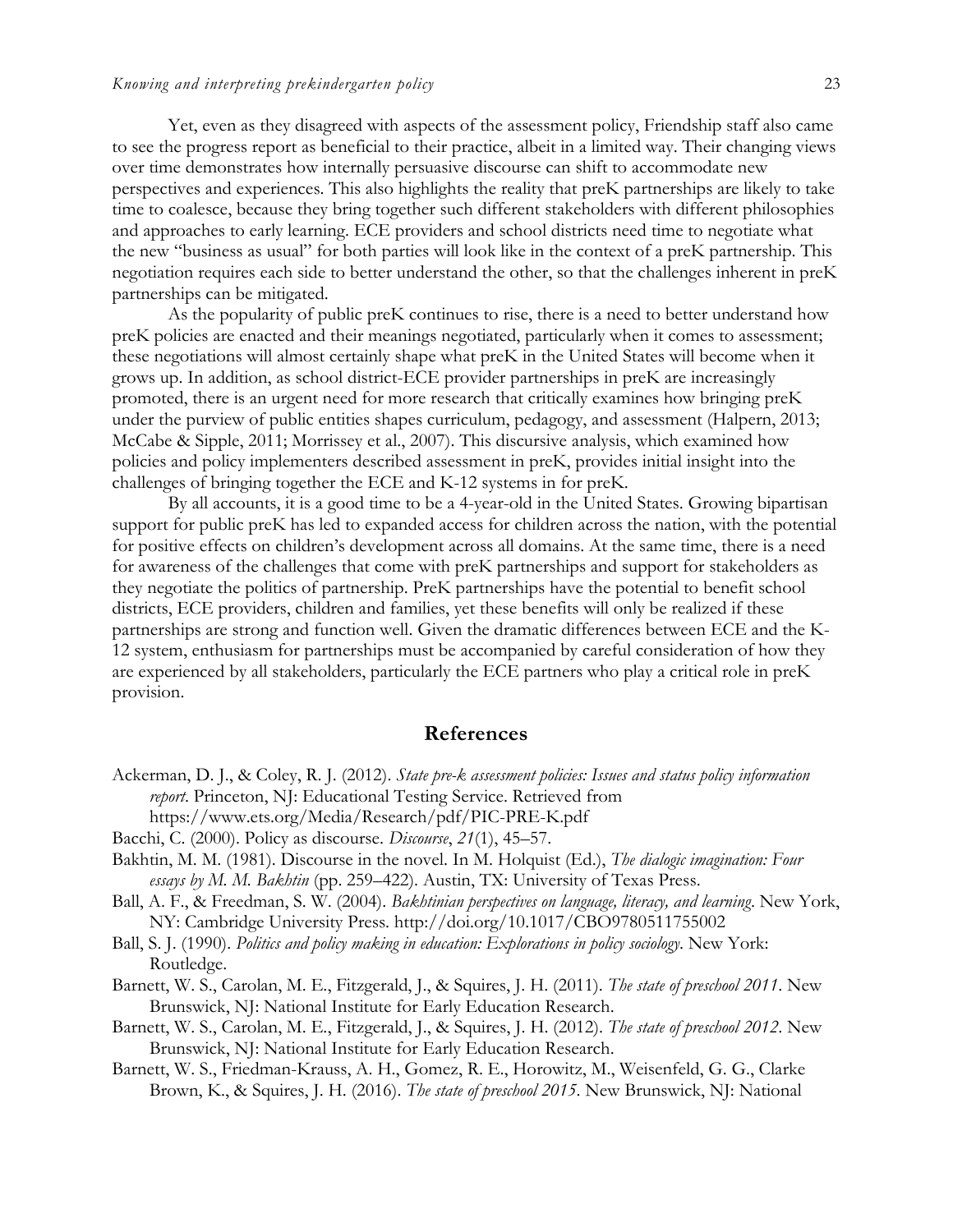Yet, even as they disagreed with aspects of the assessment policy, Friendship staff also came to see the progress report as beneficial to their practice, albeit in a limited way. Their changing views over time demonstrates how internally persuasive discourse can shift to accommodate new perspectives and experiences. This also highlights the reality that preK partnerships are likely to take time to coalesce, because they bring together such different stakeholders with different philosophies and approaches to early learning. ECE providers and school districts need time to negotiate what the new "business as usual" for both parties will look like in the context of a preK partnership. This negotiation requires each side to better understand the other, so that the challenges inherent in preK partnerships can be mitigated.

As the popularity of public preK continues to rise, there is a need to better understand how preK policies are enacted and their meanings negotiated, particularly when it comes to assessment; these negotiations will almost certainly shape what preK in the United States will become when it grows up. In addition, as school district-ECE provider partnerships in preK are increasingly promoted, there is an urgent need for more research that critically examines how bringing preK under the purview of public entities shapes curriculum, pedagogy, and assessment (Halpern, 2013; McCabe & Sipple, 2011; Morrissey et al., 2007). This discursive analysis, which examined how policies and policy implementers described assessment in preK, provides initial insight into the challenges of bringing together the ECE and K-12 systems in for preK.

By all accounts, it is a good time to be a 4-year-old in the United States. Growing bipartisan support for public preK has led to expanded access for children across the nation, with the potential for positive effects on children's development across all domains. At the same time, there is a need for awareness of the challenges that come with preK partnerships and support for stakeholders as they negotiate the politics of partnership. PreK partnerships have the potential to benefit school districts, ECE providers, children and families, yet these benefits will only be realized if these partnerships are strong and function well. Given the dramatic differences between ECE and the K-12 system, enthusiasm for partnerships must be accompanied by careful consideration of how they are experienced by all stakeholders, particularly the ECE partners who play a critical role in preK provision.

## References

Ackerman, D. J., & Coley, R. J. (2012). *State pre-k assessment policies: Issues and status policy information report*. Princeton, NJ: Educational Testing Service. Retrieved from https://www.ets.org/Media/Research/pdf/PIC-PRE-K.pdf

Bacchi, C. (2000). Policy as discourse. *Discourse*, *21*(1), 45–57.

Bakhtin, M. M. (1981). Discourse in the novel. In M. Holquist (Ed.), *The dialogic imagination: Four essays by M. M. Bakhtin* (pp. 259–422). Austin, TX: University of Texas Press.

Ball, A. F., & Freedman, S. W. (2004). *Bakhtinian perspectives on language, literacy, and learning*. New York, NY: Cambridge University Press. http://doi.org/10.1017/CBO9780511755002

Ball, S. J. (1990). *Politics and policy making in education: Explorations in policy sociology*. New York: Routledge.

Barnett, W. S., Carolan, M. E., Fitzgerald, J., & Squires, J. H. (2011). *The state of preschool 2011*. New Brunswick, NJ: National Institute for Early Education Research.

Barnett, W. S., Carolan, M. E., Fitzgerald, J., & Squires, J. H. (2012). *The state of preschool 2012*. New Brunswick, NJ: National Institute for Early Education Research.

Barnett, W. S., Friedman-Krauss, A. H., Gomez, R. E., Horowitz, M., Weisenfeld, G. G., Clarke Brown, K., & Squires, J. H. (2016). *The state of preschool 2015*. New Brunswick, NJ: National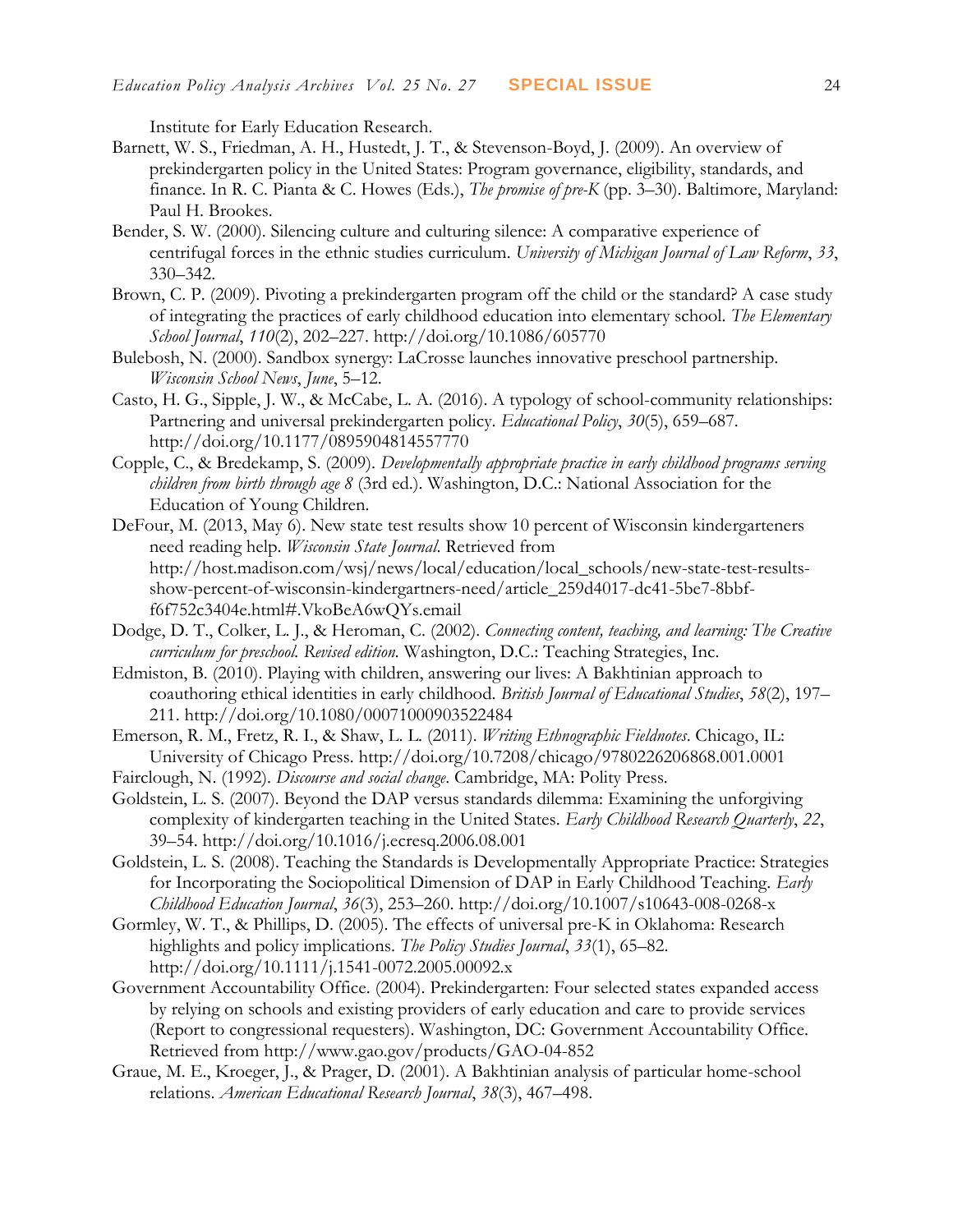Institute for Early Education Research.

Barnett, W. S., Friedman, A. H., Hustedt, J. T., & Stevenson-Boyd, J. (2009). An overview of prekindergarten policy in the United States: Program governance, eligibility, standards, and finance. In R. C. Pianta & C. Howes (Eds.), *The promise of pre-K* (pp. 3–30). Baltimore, Maryland: Paul H. Brookes.

Bender, S. W. (2000). Silencing culture and culturing silence: A comparative experience of centrifugal forces in the ethnic studies curriculum. *University of Michigan Journal of Law Reform*, *33*, 330–342.

Brown, C. P. (2009). Pivoting a prekindergarten program off the child or the standard? A case study of integrating the practices of early childhood education into elementary school. *The Elementary School Journal*, *110*(2), 202–227. http://doi.org/10.1086/605770

Bulebosh, N. (2000). Sandbox synergy: LaCrosse launches innovative preschool partnership. *Wisconsin School News*, *June*, 5–12.

Casto, H. G., Sipple, J. W., & McCabe, L. A. (2016). A typology of school-community relationships: Partnering and universal prekindergarten policy. *Educational Policy*, *30*(5), 659–687. http://doi.org/10.1177/0895904814557770

Copple, C., & Bredekamp, S. (2009). *Developmentally appropriate practice in early childhood programs serving children from birth through age 8* (3rd ed.). Washington, D.C.: National Association for the Education of Young Children.

DeFour, M. (2013, May 6). New state test results show 10 percent of Wisconsin kindergarteners need reading help. *Wisconsin State Journal*. Retrieved from http://host.madison.com/wsj/news/local/education/local_schools/new-state-test-results-show-percent-of-wisconsin-kindergartners-need/article_259d4017-dc41-5be7-8bbf-f6f752c3404e.html#.VkoBeA6wQYs.email

Dodge, D. T., Colker, L. J., & Heroman, C. (2002). *Connecting content, teaching, and learning: The Creative curriculum for preschool. Revised edition.* Washington, D.C.: Teaching Strategies, Inc.

Edmiston, B. (2010). Playing with children, answering our lives: A Bakhtinian approach to coauthoring ethical identities in early childhood. *British Journal of Educational Studies*, *58*(2), 197–211. http://doi.org/10.1080/00071000903522484

Emerson, R. M., Fretz, R. I., & Shaw, L. L. (2011). *Writing Ethnographic Fieldnotes*. Chicago, IL: University of Chicago Press. http://doi.org/10.7208/chicago/9780226206868.001.0001

Fairclough, N. (1992). *Discourse and social change*. Cambridge, MA: Polity Press.

Goldstein, L. S. (2007). Beyond the DAP versus standards dilemma: Examining the unforgiving complexity of kindergarten teaching in the United States. *Early Childhood Research Quarterly*, *22*, 39–54. http://doi.org/10.1016/j.ecresq.2006.08.001

Goldstein, L. S. (2008). Teaching the Standards is Developmentally Appropriate Practice: Strategies for Incorporating the Sociopolitical Dimension of DAP in Early Childhood Teaching. *Early Childhood Education Journal*, *36*(3), 253–260. http://doi.org/10.1007/s10643-008-0268-x

Gormley, W. T., & Phillips, D. (2005). The effects of universal pre-K in Oklahoma: Research highlights and policy implications. *The Policy Studies Journal*, *33*(1), 65–82. http://doi.org/10.1111/j.1541-0072.2005.00092.x

Government Accountability Office. (2004). Prekindergarten: Four selected states expanded access by relying on schools and existing providers of early education and care to provide services (Report to congressional requesters). Washington, DC: Government Accountability Office. Retrieved from http://www.gao.gov/products/GAO-04-852

Graue, M. E., Kroeger, J., & Prager, D. (2001). A Bakhtinian analysis of particular home-school relations. *American Educational Research Journal*, *38*(3), 467–498.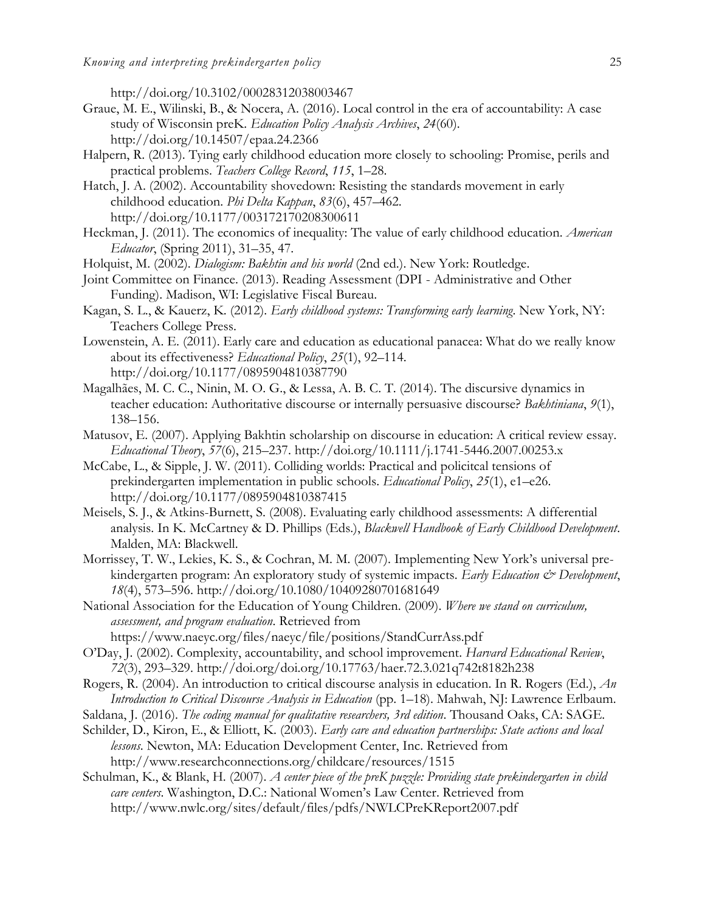http://doi.org/10.3102/00028312038003467

Graue, M. E., Wilinski, B., & Nocera, A. (2016). Local control in the era of accountability: A case study of Wisconsin preK. *Education Policy Analysis Archives*, *24*(60). http://doi.org/10.14507/epaa.24.2366

Halpern, R. (2013). Tying early childhood education more closely to schooling: Promise, perils and practical problems. *Teachers College Record*, *115*, 1–28.

Hatch, J. A. (2002). Accountability shovedown: Resisting the standards movement in early childhood education. *Phi Delta Kappan*, *83*(6), 457–462. http://doi.org/10.1177/003172170208300611

Heckman, J. (2011). The economics of inequality: The value of early childhood education. *American Educator*, (Spring 2011), 31–35, 47.

Holquist, M. (2002). *Dialogism: Bakhtin and his world* (2nd ed.). New York: Routledge.

Joint Committee on Finance. (2013). Reading Assessment (DPI - Administrative and Other Funding). Madison, WI: Legislative Fiscal Bureau.

Kagan, S. L., & Kauerz, K. (2012). *Early childhood systems: Transforming early learning*. New York, NY: Teachers College Press.

Lowenstein, A. E. (2011). Early care and education as educational panacea: What do we really know about its effectiveness? *Educational Policy*, *25*(1), 92–114. http://doi.org/10.1177/0895904810387790

Magalhães, M. C. C., Ninin, M. O. G., & Lessa, A. B. C. T. (2014). The discursive dynamics in teacher education: Authoritative discourse or internally persuasive discourse? *Bakhtiniana*, *9*(1), 138–156.

Matusov, E. (2007). Applying Bakhtin scholarship on discourse in education: A critical review essay. *Educational Theory*, *57*(6), 215–237. http://doi.org/10.1111/j.1741-5446.2007.00253.x

McCabe, L., & Sipple, J. W. (2011). Colliding worlds: Practical and policitcal tensions of prekindergarten implementation in public schools. *Educational Policy*, *25*(1), e1–e26. http://doi.org/10.1177/0895904810387415

Meisels, S. J., & Atkins-Burnett, S. (2008). Evaluating early childhood assessments: A differential analysis. In K. McCartney & D. Phillips (Eds.), *Blackwell Handbook of Early Childhood Development*. Malden, MA: Blackwell.

Morrissey, T. W., Lekies, K. S., & Cochran, M. M. (2007). Implementing New York's universal pre-kindergarten program: An exploratory study of systemic impacts. *Early Education & Development*, *18*(4), 573–596. http://doi.org/10.1080/10409280701681649

National Association for the Education of Young Children. (2009). *Where we stand on curriculum, assessment, and program evaluation*. Retrieved from https://www.naeyc.org/files/naeyc/file/positions/StandCurrAss.pdf

O'Day, J. (2002). Complexity, accountability, and school improvement. *Harvard Educational Review*, *72*(3), 293–329. http://doi.org/doi.org/10.17763/haer.72.3.021q742t8182h238

Rogers, R. (2004). An introduction to critical discourse analysis in education. In R. Rogers (Ed.), *An Introduction to Critical Discourse Analysis in Education* (pp. 1–18). Mahwah, NJ: Lawrence Erlbaum.

Saldana, J. (2016). *The coding manual for qualitative researchers, 3rd edition*. Thousand Oaks, CA: SAGE.

Schilder, D., Kiron, E., & Elliott, K. (2003). *Early care and education partnerships: State actions and local lessons*. Newton, MA: Education Development Center, Inc. Retrieved from http://www.researchconnections.org/childcare/resources/1515

Schulman, K., & Blank, H. (2007). *A center piece of the preK puzzle: Providing state prekindergarten in child care centers*. Washington, D.C.: National Women's Law Center. Retrieved from http://www.nwlc.org/sites/default/files/pdfs/NWLCPreKReport2007.pdf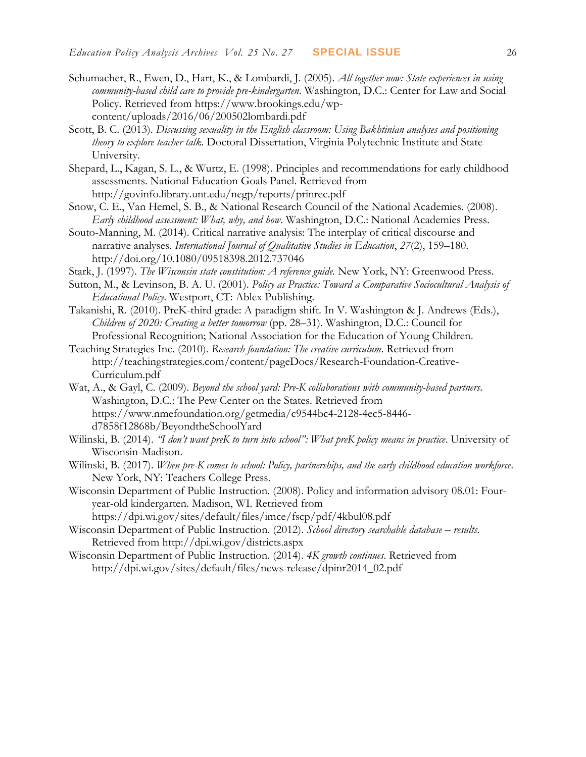Schumacher, R., Ewen, D., Hart, K., & Lombardi, J. (2005). *All together now: State experiences in using community-based child care to provide pre-kindergarten*. Washington, D.C.: Center for Law and Social Policy. Retrieved from https://www.brookings.edu/wp-content/uploads/2016/06/200502lombardi.pdf

Scott, B. C. (2013). *Discussing sexuality in the English classroom: Using Bakhtinian analyses and positioning theory to explore teacher talk*. Doctoral Dissertation, Virginia Polytechnic Institute and State University.

Shepard, L., Kagan, S. L., & Wurtz, E. (1998). Principles and recommendations for early childhood assessments. National Education Goals Panel. Retrieved from http://govinfo.library.unt.edu/negp/reports/prinrec.pdf

Snow, C. E., Van Hemel, S. B., & National Research Council of the National Academies. (2008). *Early childhood assessment: What, why, and how*. Washington, D.C.: National Academies Press.

Souto-Manning, M. (2014). Critical narrative analysis: The interplay of critical discourse and narrative analyses. *International Journal of Qualitative Studies in Education*, *27*(2), 159–180. http://doi.org/10.1080/09518398.2012.737046

Stark, J. (1997). *The Wisconsin state constitution: A reference guide.* New York, NY: Greenwood Press.

Sutton, M., & Levinson, B. A. U. (2001). *Policy as Practice: Toward a Comparative Sociocultural Analysis of Educational Policy.* Westport, CT: Ablex Publishing.

Takanishi, R. (2010). PreK-third grade: A paradigm shift. In V. Washington & J. Andrews (Eds.), *Children of 2020: Creating a better tomorrow* (pp. 28–31). Washington, D.C.: Council for Professional Recognition; National Association for the Education of Young Children.

Teaching Strategies Inc. (2010). *Research foundation: The creative curriculum*. Retrieved from http://teachingstrategies.com/content/pageDocs/Research-Foundation-Creative-Curriculum.pdf

Wat, A., & Gayl, C. (2009). *Beyond the school yard: Pre-K collaborations with community-based partners*. Washington, D.C.: The Pew Center on the States. Retrieved from https://www.nmefoundation.org/getmedia/c9544bc4-2128-4ec5-8446-d7858f12868b/BeyondtheSchoolYard

Wilinski, B. (2014). *"I don't want preK to turn into school": What preK policy means in practice*. University of Wisconsin-Madison.

Wilinski, B. (2017). *When pre-K comes to school: Policy, partnerships, and the early childhood education workforce*. New York, NY: Teachers College Press.

Wisconsin Department of Public Instruction. (2008). Policy and information advisory 08.01: Four-year-old kindergarten. Madison, WI. Retrieved from https://dpi.wi.gov/sites/default/files/imce/fscp/pdf/4kbul08.pdf

Wisconsin Department of Public Instruction. (2012). *School directory searchable database – results*. Retrieved from http://dpi.wi.gov/districts.aspx

Wisconsin Department of Public Instruction. (2014). *4K growth continues*. Retrieved from http://dpi.wi.gov/sites/default/files/news-release/dpinr2014_02.pdf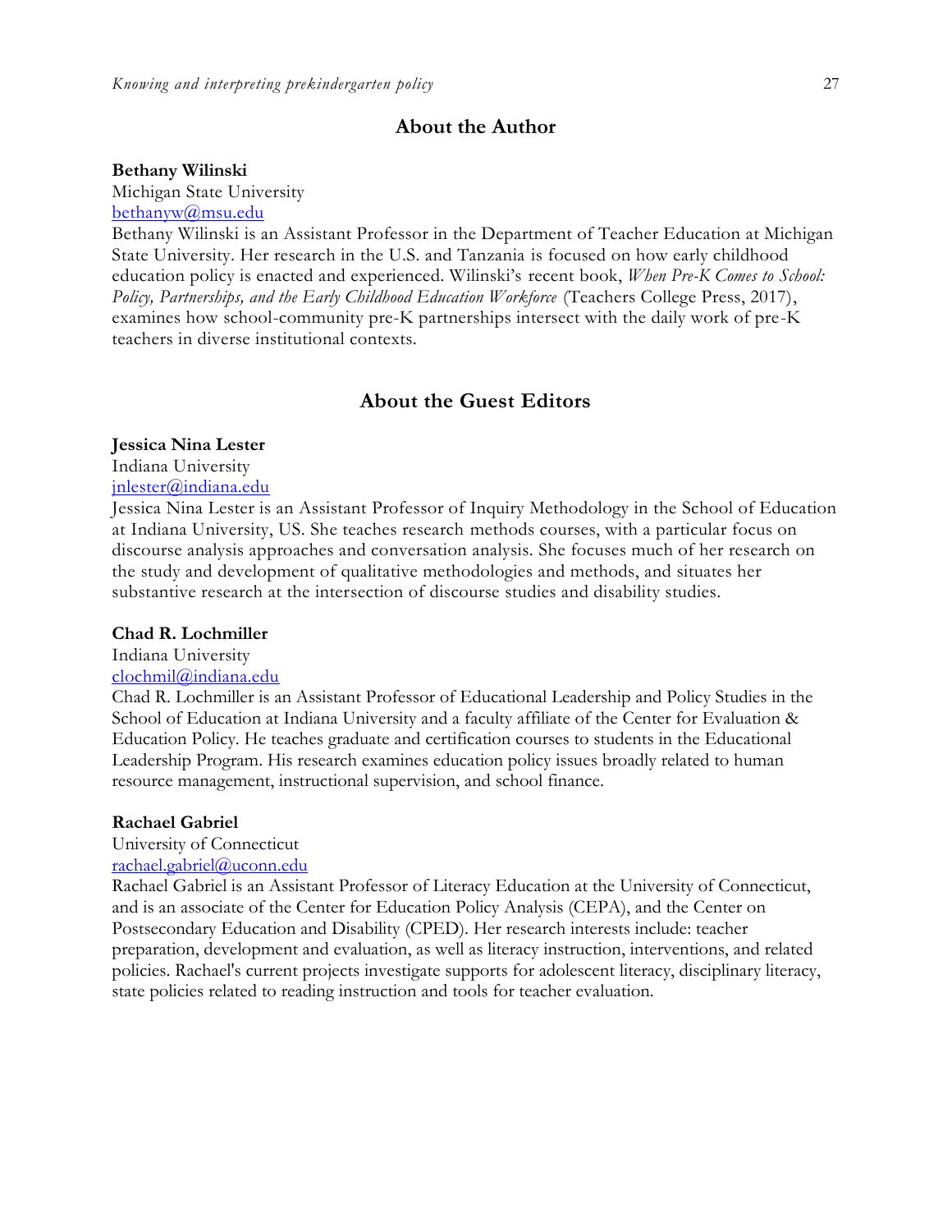## About the Author

**Bethany Wilinski**
Michigan State University
bethanyw@msu.edu
Bethany Wilinski is an Assistant Professor in the Department of Teacher Education at Michigan State University. Her research in the U.S. and Tanzania is focused on how early childhood education policy is enacted and experienced. Wilinski's recent book, *When Pre-K Comes to School: Policy, Partnerships, and the Early Childhood Education Workforce* (Teachers College Press, 2017), examines how school-community pre-K partnerships intersect with the daily work of pre-K teachers in diverse institutional contexts.

## About the Guest Editors

**Jessica Nina Lester**
Indiana University
jnlester@indiana.edu
Jessica Nina Lester is an Assistant Professor of Inquiry Methodology in the School of Education at Indiana University, US. She teaches research methods courses, with a particular focus on discourse analysis approaches and conversation analysis. She focuses much of her research on the study and development of qualitative methodologies and methods, and situates her substantive research at the intersection of discourse studies and disability studies.

**Chad R. Lochmiller**
Indiana University
clochmil@indiana.edu
Chad R. Lochmiller is an Assistant Professor of Educational Leadership and Policy Studies in the School of Education at Indiana University and a faculty affiliate of the Center for Evaluation & Education Policy. He teaches graduate and certification courses to students in the Educational Leadership Program. His research examines education policy issues broadly related to human resource management, instructional supervision, and school finance.

**Rachael Gabriel**
University of Connecticut
rachael.gabriel@uconn.edu
Rachael Gabriel is an Assistant Professor of Literacy Education at the University of Connecticut, and is an associate of the Center for Education Policy Analysis (CEPA), and the Center on Postsecondary Education and Disability (CPED). Her research interests include: teacher preparation, development and evaluation, as well as literacy instruction, interventions, and related policies. Rachael's current projects investigate supports for adolescent literacy, disciplinary literacy, state policies related to reading instruction and tools for teacher evaluation.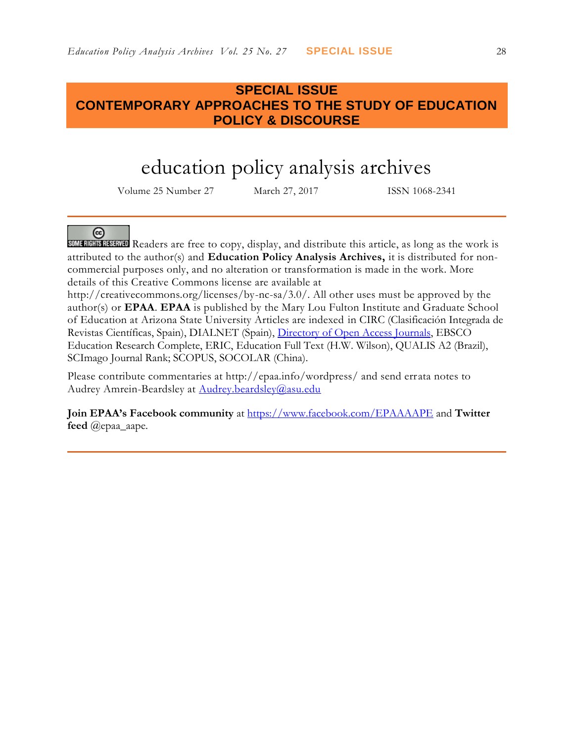## SPECIAL ISSUE
## CONTEMPORARY APPROACHES TO THE STUDY OF EDUCATION POLICY & DISCOURSE

# education policy analysis archives

Volume 25 Number 27 March 27, 2017 ISSN 1068-2341

SOME RIGHTS RESERVED Readers are free to copy, display, and distribute this article, as long as the work is attributed to the author(s) and **Education Policy Analysis Archives,** it is distributed for non-commercial purposes only, and no alteration or transformation is made in the work. More details of this Creative Commons license are available at http://creativecommons.org/licenses/by-nc-sa/3.0/. All other uses must be approved by the author(s) or **EPAA**. **EPAA** is published by the Mary Lou Fulton Institute and Graduate School of Education at Arizona State University Articles are indexed in CIRC (Clasificación Integrada de Revistas Científicas, Spain), DIALNET (Spain), [Directory of Open Access Journals](), EBSCO Education Research Complete, ERIC, Education Full Text (H.W. Wilson), QUALIS A2 (Brazil), SCImago Journal Rank; SCOPUS, SOCOLAR (China).

Please contribute commentaries at http://epaa.info/wordpress/ and send errata notes to Audrey Amrein-Beardsley at [Audrey.beardsley@asu.edu](mailto:Audrey.beardsley@asu.edu)

**Join EPAA's Facebook community** at [https://www.facebook.com/EPAAAAPE](https://www.facebook.com/EPAAAAPE) and **Twitter feed** @epaa_aape.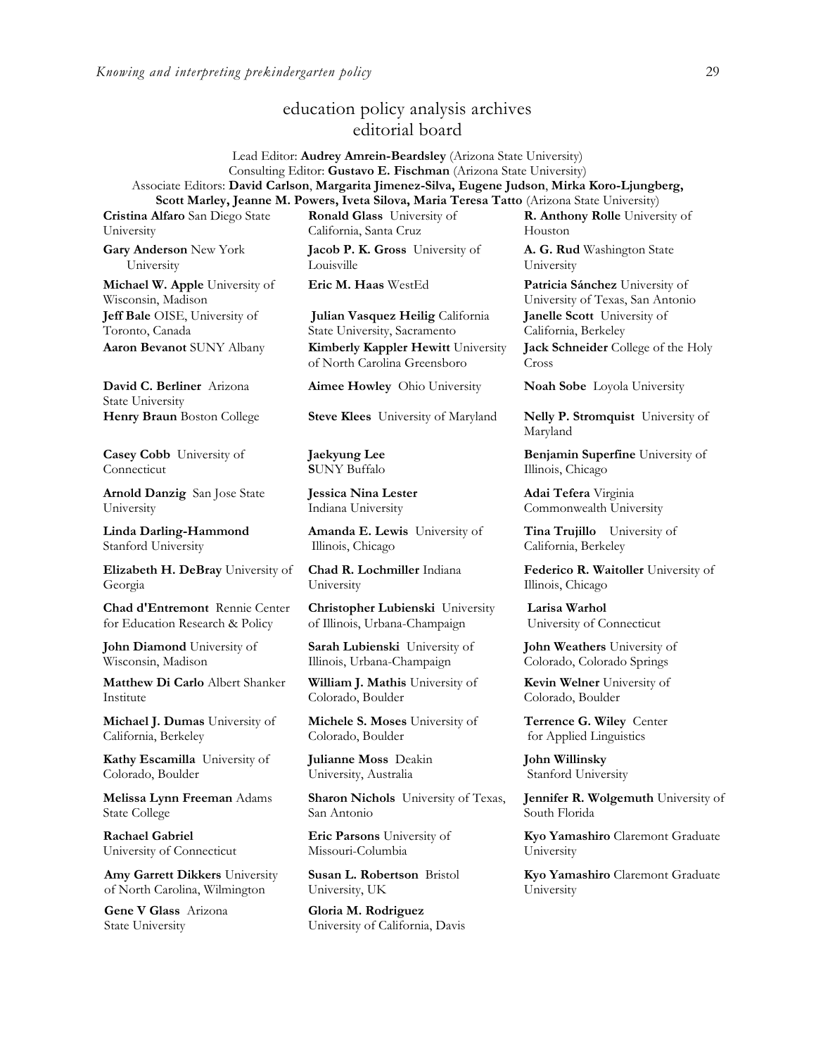# education policy analysis archives
## editorial board

Lead Editor: **Audrey Amrein-Beardsley** (Arizona State University)
Consulting Editor: **Gustavo E. Fischman** (Arizona State University)
Associate Editors: **David Carlson**, **Margarita Jimenez-Silva, Eugene Judson**, **Mirka Koro-Ljungberg, Scott Marley, Jeanne M. Powers, Iveta Silova, Maria Teresa Tatto** (Arizona State University)

**Cristina Alfaro** San Diego State University

**Gary Anderson** New York University

**Michael W. Apple** University of Wisconsin, Madison

**Jeff Bale** OISE, University of Toronto, Canada

**Aaron Bevanot** SUNY Albany

**David C. Berliner** Arizona State University

**Henry Braun** Boston College

**Casey Cobb** University of Connecticut

**Arnold Danzig** San Jose State University

**Linda Darling-Hammond** Stanford University

**Elizabeth H. DeBray** University of Georgia

**Chad d'Entremont** Rennie Center for Education Research & Policy

**John Diamond** University of Wisconsin, Madison

**Matthew Di Carlo** Albert Shanker Institute

**Michael J. Dumas** University of California, Berkeley

**Kathy Escamilla** University of Colorado, Boulder

**Melissa Lynn Freeman** Adams State College

**Rachael Gabriel** University of Connecticut

**Amy Garrett Dikkers** University of North Carolina, Wilmington

**Gene V Glass** Arizona State University

**Ronald Glass** University of California, Santa Cruz

**Jacob P. K. Gross** University of Louisville

**Eric M. Haas** WestEd

**Julian Vasquez Heilig** California State University, Sacramento

**Kimberly Kappler Hewitt** University of North Carolina Greensboro

**Aimee Howley** Ohio University

**Steve Klees** University of Maryland

**Jaekyung Lee** **S**UNY Buffalo

**Jessica Nina Lester** Indiana University

**Amanda E. Lewis** University of Illinois, Chicago

**Chad R. Lochmiller** Indiana University

**Christopher Lubienski** University of Illinois, Urbana-Champaign

**Sarah Lubienski** University of Illinois, Urbana-Champaign

**William J. Mathis** University of Colorado, Boulder

**Michele S. Moses** University of Colorado, Boulder

**Julianne Moss** Deakin University, Australia

**Sharon Nichols** University of Texas, San Antonio

**Eric Parsons** University of Missouri-Columbia

**Susan L. Robertson** Bristol University, UK

**Gloria M. Rodriguez** University of California, Davis

**R. Anthony Rolle** University of Houston

**A. G. Rud** Washington State University

**Patricia Sánchez** University of University of Texas, San Antonio

**Janelle Scott** University of California, Berkeley

**Jack Schneider** College of the Holy Cross

**Noah Sobe** Loyola University

**Nelly P. Stromquist** University of Maryland

**Benjamin Superfine** University of Illinois, Chicago

**Adai Tefera** Virginia Commonwealth University

**Tina Trujillo** University of California, Berkeley

**Federico R. Waitoller** University of Illinois, Chicago

**Larisa Warhol** University of Connecticut

**John Weathers** University of Colorado, Colorado Springs

**Kevin Welner** University of Colorado, Boulder

**Terrence G. Wiley** Center for Applied Linguistics

**John Willinsky** Stanford University

**Jennifer R. Wolgemuth** University of South Florida

**Kyo Yamashiro** Claremont Graduate University

**Kyo Yamashiro** Claremont Graduate University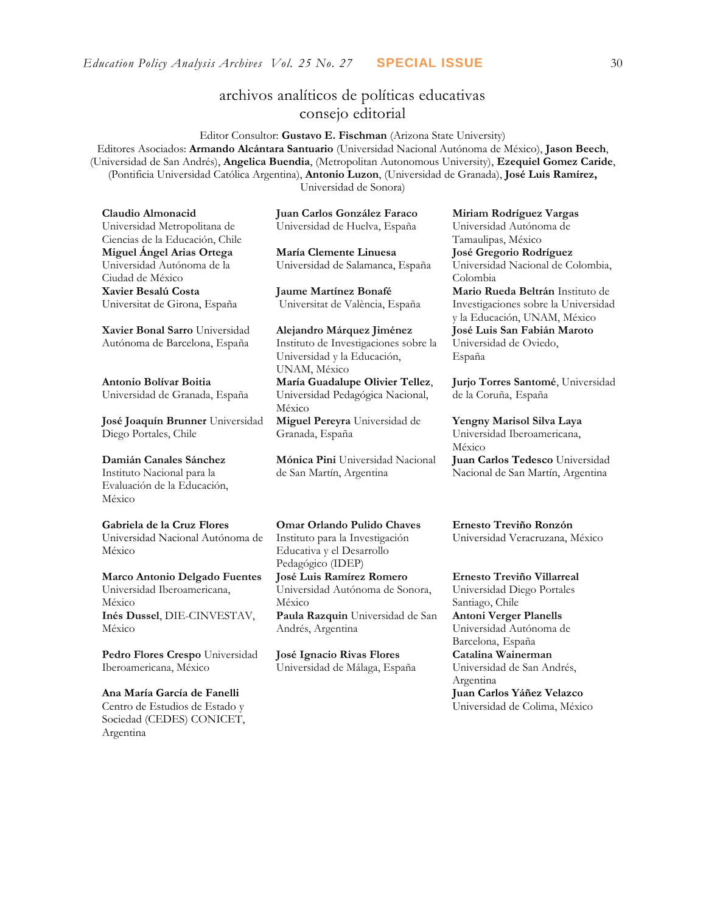# archivos analíticos de políticas educativas
## consejo editorial

Editor Consultor: **Gustavo E. Fischman** (Arizona State University)
Editores Asociados: **Armando Alcántara Santuario** (Universidad Nacional Autónoma de México), **Jason Beech**, (Universidad de San Andrés), **Angelica Buendia**, (Metropolitan Autonomous University), **Ezequiel Gomez Caride**, (Pontificia Universidad Católica Argentina), **Antonio Luzon**, (Universidad de Granada), **José Luis Ramírez,** Universidad de Sonora)

**Claudio Almonacid** Universidad Metropolitana de Ciencias de la Educación, Chile

**Miguel Ángel Arias Ortega** Universidad Autónoma de la Ciudad de México

**Xavier Besalú Costa** Universitat de Girona, España

**Xavier Bonal Sarro** Universidad Autónoma de Barcelona, España

**Antonio Bolívar Boitia** Universidad de Granada, España

**José Joaquín Brunner** Universidad Diego Portales, Chile

**Damián Canales Sánchez** Instituto Nacional para la Evaluación de la Educación, México

**Gabriela de la Cruz Flores** Universidad Nacional Autónoma de México

**Marco Antonio Delgado Fuentes** Universidad Iberoamericana, México

**Inés Dussel**, DIE-CINVESTAV, México

**Pedro Flores Crespo** Universidad Iberoamericana, México

**Ana María García de Fanelli** Centro de Estudios de Estado y Sociedad (CEDES) CONICET, Argentina

**Juan Carlos González Faraco** Universidad de Huelva, España

**María Clemente Linuesa** Universidad de Salamanca, España

**Jaume Martínez Bonafé** Universitat de València, España

**Alejandro Márquez Jiménez** Instituto de Investigaciones sobre la Universidad y la Educación, UNAM, México

**María Guadalupe Olivier Tellez**, Universidad Pedagógica Nacional, México

**Miguel Pereyra** Universidad de Granada, España

**Mónica Pini** Universidad Nacional de San Martín, Argentina

**Omar Orlando Pulido Chaves** Instituto para la Investigación Educativa y el Desarrollo Pedagógico (IDEP)

**José Luis Ramírez Romero** Universidad Autónoma de Sonora, México

**Paula Razquin** Universidad de San Andrés, Argentina

**José Ignacio Rivas Flores** Universidad de Málaga, España

**Miriam Rodríguez Vargas** Universidad Autónoma de Tamaulipas, México

**José Gregorio Rodríguez** Universidad Nacional de Colombia, Colombia

**Mario Rueda Beltrán** Instituto de Investigaciones sobre la Universidad y la Educación, UNAM, México

**José Luis San Fabián Maroto** Universidad de Oviedo, España

**Jurjo Torres Santomé**, Universidad de la Coruña, España

**Yengny Marisol Silva Laya** Universidad Iberoamericana, México

**Juan Carlos Tedesco** Universidad Nacional de San Martín, Argentina

**Ernesto Treviño Ronzón** Universidad Veracruzana, México

**Ernesto Treviño Villarreal** Universidad Diego Portales Santiago, Chile

**Antoni Verger Planells** Universidad Autónoma de Barcelona, España

**Catalina Wainerman** Universidad de San Andrés, Argentina

**Juan Carlos Yáñez Velazco** Universidad de Colima, México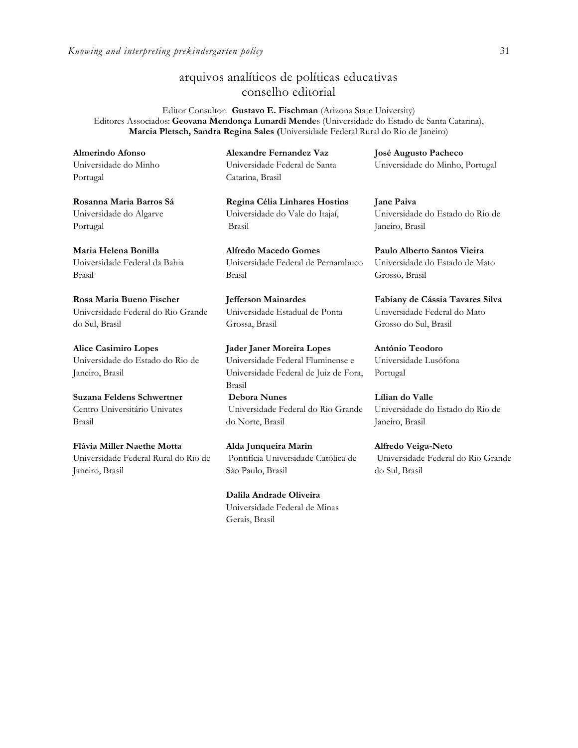## arquivos analíticos de políticas educativas
## conselho editorial

Editor Consultor: **Gustavo E. Fischman** (Arizona State University)
Editores Associados: **Geovana Mendonça Lunardi Mende**s (Universidade do Estado de Santa Catarina), **Marcia Pletsch, Sandra Regina Sales (**Universidade Federal Rural do Rio de Janeiro)

**Almerindo Afonso**
Universidade do Minho
Portugal

**Rosanna Maria Barros Sá**
Universidade do Algarve
Portugal

**Maria Helena Bonilla**
Universidade Federal da Bahia
Brasil

**Rosa Maria Bueno Fischer**
Universidade Federal do Rio Grande do Sul, Brasil

**Alice Casimiro Lopes**
Universidade do Estado do Rio de Janeiro, Brasil

**Suzana Feldens Schwertner**
Centro Universitário Univates
Brasil

**Flávia Miller Naethe Motta**
Universidade Federal Rural do Rio de Janeiro, Brasil

**Alexandre Fernandez Vaz**
Universidade Federal de Santa Catarina, Brasil

**Regina Célia Linhares Hostins**
Universidade do Vale do Itajaí, Brasil

**Alfredo Macedo Gomes**
Universidade Federal de Pernambuco
Brasil

**Jefferson Mainardes**
Universidade Estadual de Ponta Grossa, Brasil

**Jader Janer Moreira Lopes**
Universidade Federal Fluminense e Universidade Federal de Juiz de Fora, Brasil

**Debora Nunes**
Universidade Federal do Rio Grande do Norte, Brasil

**Alda Junqueira Marin**
Pontifícia Universidade Católica de São Paulo, Brasil

**Dalila Andrade Oliveira**
Universidade Federal de Minas Gerais, Brasil

**José Augusto Pacheco**
Universidade do Minho, Portugal

**Jane Paiva**
Universidade do Estado do Rio de Janeiro, Brasil

**Paulo Alberto Santos Vieira**
Universidade do Estado de Mato Grosso, Brasil

**Fabiany de Cássia Tavares Silva**
Universidade Federal do Mato Grosso do Sul, Brasil

**António Teodoro**
Universidade Lusófona
Portugal

**Lílian do Valle**
Universidade do Estado do Rio de Janeiro, Brasil

**Alfredo Veiga-Neto**
Universidade Federal do Rio Grande do Sul, Brasil